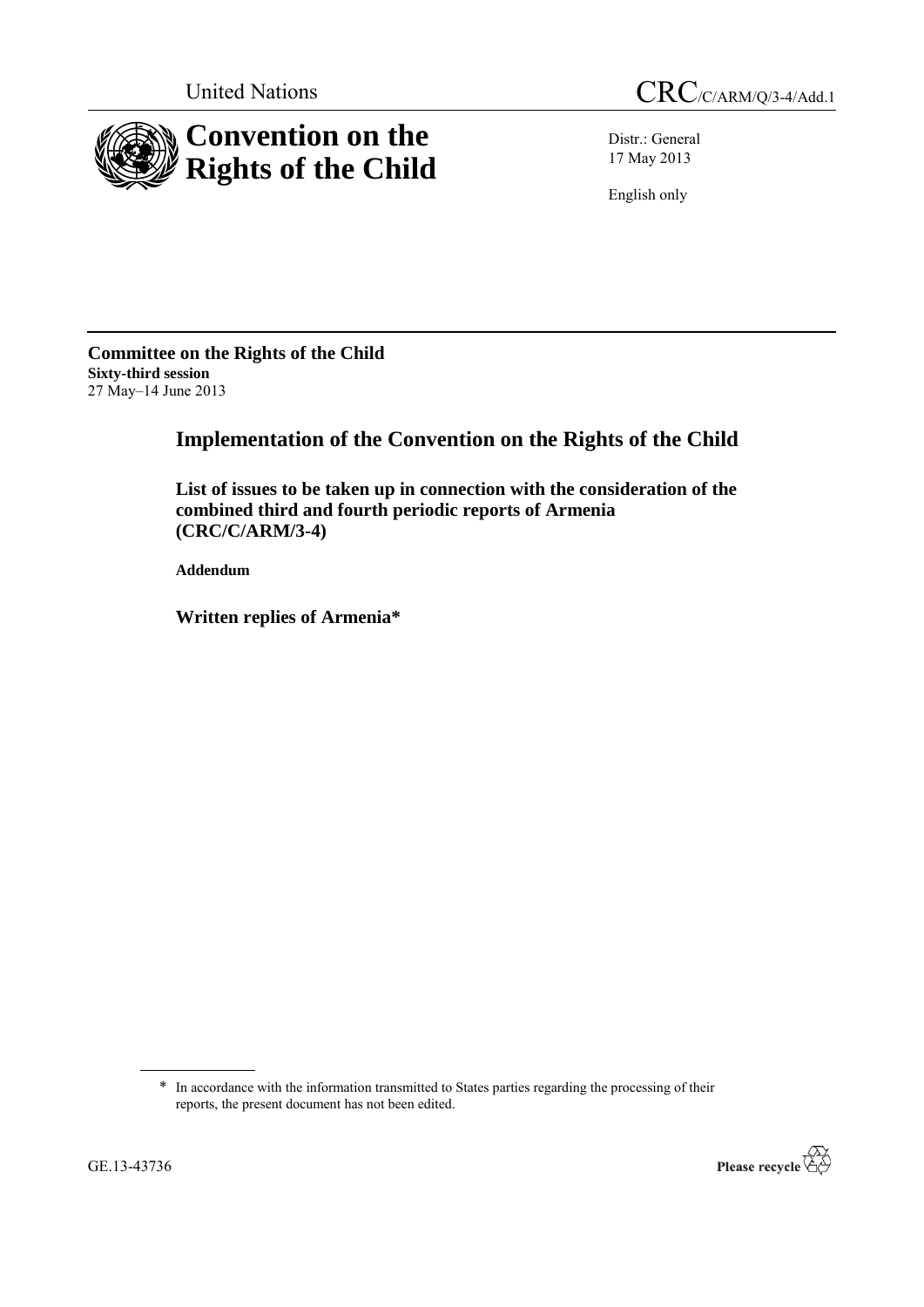United Nations

# CRC/C/ARM/Q/3-4/Add.1

# Convention on the Rights of the Child

Distr.: General
17 May 2013

English only

**Committee on the Rights of the Child**
**Sixty-third session**
27 May–14 June 2013

## Implementation of the Convention on the Rights of the Child

### List of issues to be taken up in connection with the consideration of the combined third and fourth periodic reports of Armenia (CRC/C/ARM/3-4)

**Addendum**

### Written replies of Armenia*

\* In accordance with the information transmitted to States parties regarding the processing of their reports, the present document has not been edited.

GE.13-43736

Please recycle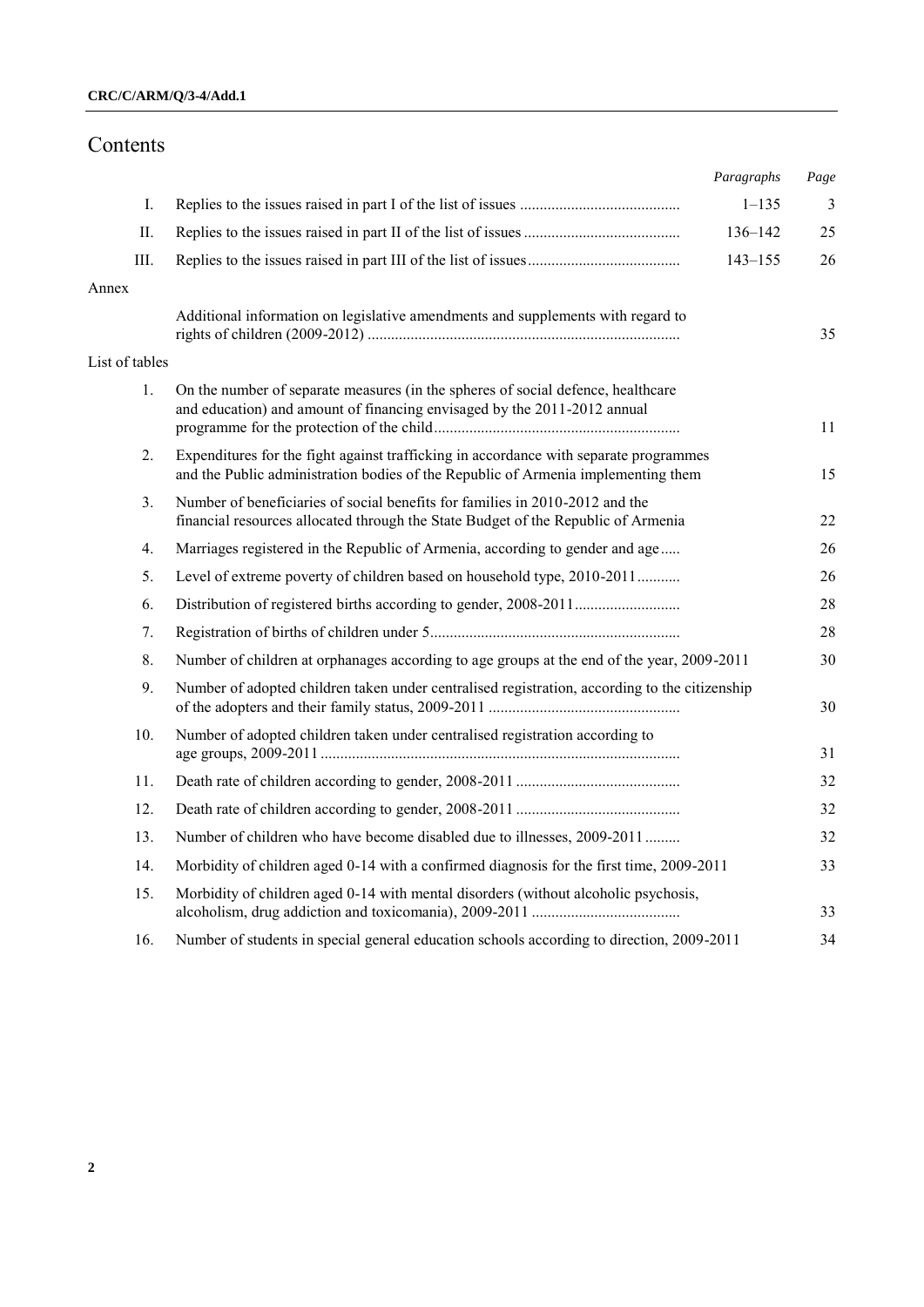# Contents

| | | *Paragraphs* | *Page* |
|---|---|---|---|
| I. | Replies to the issues raised in part I of the list of issues | 1–135 | 3 |
| II. | Replies to the issues raised in part II of the list of issues | 136–142 | 25 |
| III. | Replies to the issues raised in part III of the list of issues | 143–155 | 26 |
| Annex | | | |
| | Additional information on legislative amendments and supplements with regard to rights of children (2009-2012) | | 35 |
| List of tables | | | |
| 1. | On the number of separate measures (in the spheres of social defence, healthcare and education) and amount of financing envisaged by the 2011-2012 annual programme for the protection of the child | | 11 |
| 2. | Expenditures for the fight against trafficking in accordance with separate programmes and the Public administration bodies of the Republic of Armenia implementing them | | 15 |
| 3. | Number of beneficiaries of social benefits for families in 2010-2012 and the financial resources allocated through the State Budget of the Republic of Armenia | | 22 |
| 4. | Marriages registered in the Republic of Armenia, according to gender and age | | 26 |
| 5. | Level of extreme poverty of children based on household type, 2010-2011 | | 26 |
| 6. | Distribution of registered births according to gender, 2008-2011 | | 28 |
| 7. | Registration of births of children under 5 | | 28 |
| 8. | Number of children at orphanages according to age groups at the end of the year, 2009-2011 | | 30 |
| 9. | Number of adopted children taken under centralised registration, according to the citizenship of the adopters and their family status, 2009-2011 | | 30 |
| 10. | Number of adopted children taken under centralised registration according to age groups, 2009-2011 | | 31 |
| 11. | Death rate of children according to gender, 2008-2011 | | 32 |
| 12. | Death rate of children according to gender, 2008-2011 | | 32 |
| 13. | Number of children who have become disabled due to illnesses, 2009-2011 | | 32 |
| 14. | Morbidity of children aged 0-14 with a confirmed diagnosis for the first time, 2009-2011 | | 33 |
| 15. | Morbidity of children aged 0-14 with mental disorders (without alcoholic psychosis, alcoholism, drug addiction and toxicomania), 2009-2011 | | 33 |
| 16. | Number of students in special general education schools according to direction, 2009-2011 | | 34 |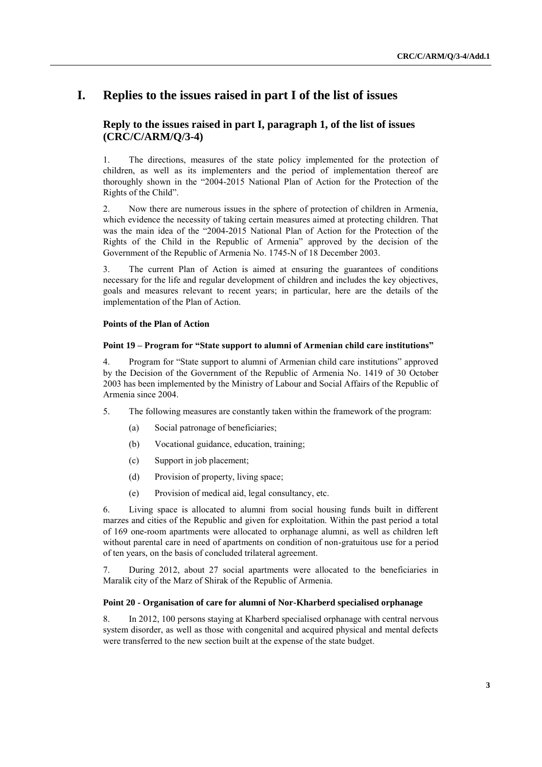# I. Replies to the issues raised in part I of the list of issues

## Reply to the issues raised in part I, paragraph 1, of the list of issues (CRC/C/ARM/Q/3-4)

1. The directions, measures of the state policy implemented for the protection of children, as well as its implementers and the period of implementation thereof are thoroughly shown in the "2004-2015 National Plan of Action for the Protection of the Rights of the Child".

2. Now there are numerous issues in the sphere of protection of children in Armenia, which evidence the necessity of taking certain measures aimed at protecting children. That was the main idea of the "2004-2015 National Plan of Action for the Protection of the Rights of the Child in the Republic of Armenia" approved by the decision of the Government of the Republic of Armenia No. 1745-N of 18 December 2003.

3. The current Plan of Action is aimed at ensuring the guarantees of conditions necessary for the life and regular development of children and includes the key objectives, goals and measures relevant to recent years; in particular, here are the details of the implementation of the Plan of Action.

#### Points of the Plan of Action

#### Point 19 – Program for "State support to alumni of Armenian child care institutions"

4. Program for "State support to alumni of Armenian child care institutions" approved by the Decision of the Government of the Republic of Armenia No. 1419 of 30 October 2003 has been implemented by the Ministry of Labour and Social Affairs of the Republic of Armenia since 2004.

5. The following measures are constantly taken within the framework of the program:

   (a) Social patronage of beneficiaries;

   (b) Vocational guidance, education, training;

   (c) Support in job placement;

   (d) Provision of property, living space;

   (e) Provision of medical aid, legal consultancy, etc.

6. Living space is allocated to alumni from social housing funds built in different marzes and cities of the Republic and given for exploitation. Within the past period a total of 169 one-room apartments were allocated to orphanage alumni, as well as children left without parental care in need of apartments on condition of non-gratuitous use for a period of ten years, on the basis of concluded trilateral agreement.

7. During 2012, about 27 social apartments were allocated to the beneficiaries in Maralik city of the Marz of Shirak of the Republic of Armenia.

#### Point 20 - Organisation of care for alumni of Nor-Kharberd specialised orphanage

8. In 2012, 100 persons staying at Kharberd specialised orphanage with central nervous system disorder, as well as those with congenital and acquired physical and mental defects were transferred to the new section built at the expense of the state budget.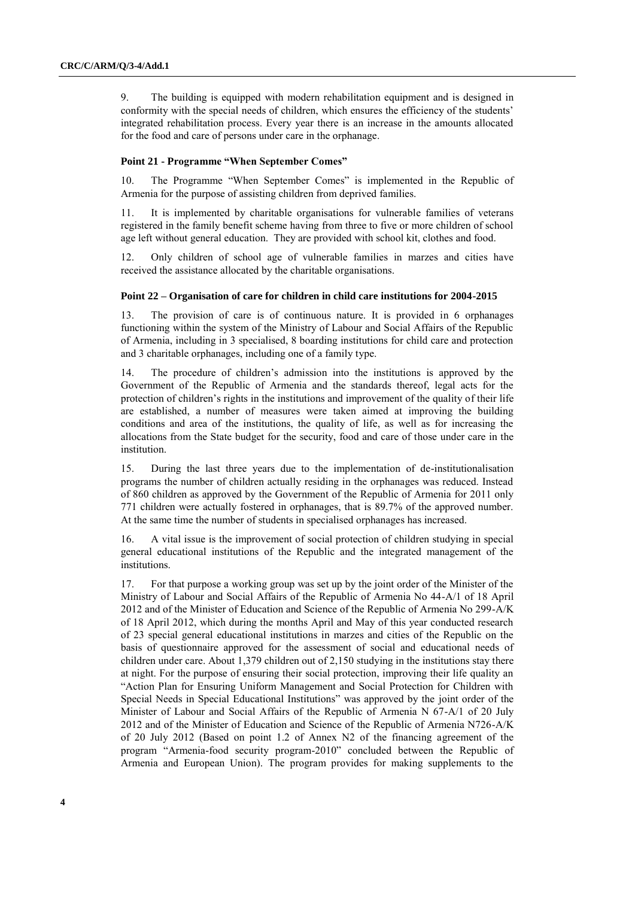9. The building is equipped with modern rehabilitation equipment and is designed in conformity with the special needs of children, which ensures the efficiency of the students' integrated rehabilitation process. Every year there is an increase in the amounts allocated for the food and care of persons under care in the orphanage.

#### Point 21 - Programme "When September Comes"

10. The Programme "When September Comes" is implemented in the Republic of Armenia for the purpose of assisting children from deprived families.

11. It is implemented by charitable organisations for vulnerable families of veterans registered in the family benefit scheme having from three to five or more children of school age left without general education. They are provided with school kit, clothes and food.

12. Only children of school age of vulnerable families in marzes and cities have received the assistance allocated by the charitable organisations.

#### Point 22 – Organisation of care for children in child care institutions for 2004-2015

13. The provision of care is of continuous nature. It is provided in 6 orphanages functioning within the system of the Ministry of Labour and Social Affairs of the Republic of Armenia, including in 3 specialised, 8 boarding institutions for child care and protection and 3 charitable orphanages, including one of a family type.

14. The procedure of children's admission into the institutions is approved by the Government of the Republic of Armenia and the standards thereof, legal acts for the protection of children's rights in the institutions and improvement of the quality of their life are established, a number of measures were taken aimed at improving the building conditions and area of the institutions, the quality of life, as well as for increasing the allocations from the State budget for the security, food and care of those under care in the institution.

15. During the last three years due to the implementation of de-institutionalisation programs the number of children actually residing in the orphanages was reduced. Instead of 860 children as approved by the Government of the Republic of Armenia for 2011 only 771 children were actually fostered in orphanages, that is 89.7% of the approved number. At the same time the number of students in specialised orphanages has increased.

16. A vital issue is the improvement of social protection of children studying in special general educational institutions of the Republic and the integrated management of the institutions.

17. For that purpose a working group was set up by the joint order of the Minister of the Ministry of Labour and Social Affairs of the Republic of Armenia No 44-A/1 of 18 April 2012 and of the Minister of Education and Science of the Republic of Armenia No 299-A/K of 18 April 2012, which during the months April and May of this year conducted research of 23 special general educational institutions in marzes and cities of the Republic on the basis of questionnaire approved for the assessment of social and educational needs of children under care. About 1,379 children out of 2,150 studying in the institutions stay there at night. For the purpose of ensuring their social protection, improving their life quality an "Action Plan for Ensuring Uniform Management and Social Protection for Children with Special Needs in Special Educational Institutions" was approved by the joint order of the Minister of Labour and Social Affairs of the Republic of Armenia N 67-A/1 of 20 July 2012 and of the Minister of Education and Science of the Republic of Armenia N726-A/K of 20 July 2012 (Based on point 1.2 of Annex N2 of the financing agreement of the program "Armenia-food security program-2010" concluded between the Republic of Armenia and European Union). The program provides for making supplements to the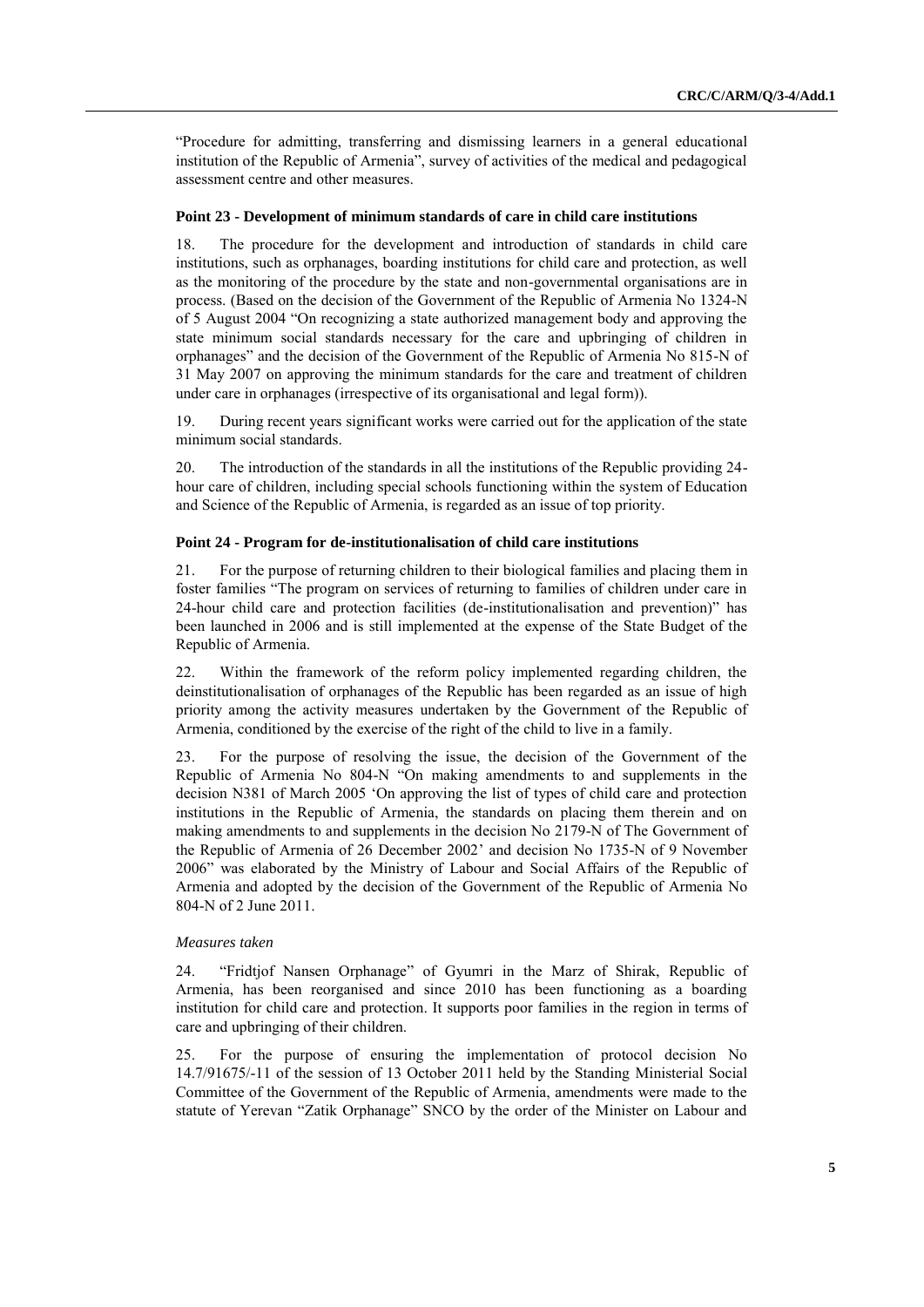"Procedure for admitting, transferring and dismissing learners in a general educational institution of the Republic of Armenia", survey of activities of the medical and pedagogical assessment centre and other measures.

### Point 23 - Development of minimum standards of care in child care institutions

18. The procedure for the development and introduction of standards in child care institutions, such as orphanages, boarding institutions for child care and protection, as well as the monitoring of the procedure by the state and non-governmental organisations are in process. (Based on the decision of the Government of the Republic of Armenia No 1324-N of 5 August 2004 "On recognizing a state authorized management body and approving the state minimum social standards necessary for the care and upbringing of children in orphanages" and the decision of the Government of the Republic of Armenia No 815-N of 31 May 2007 on approving the minimum standards for the care and treatment of children under care in orphanages (irrespective of its organisational and legal form)).

19. During recent years significant works were carried out for the application of the state minimum social standards.

20. The introduction of the standards in all the institutions of the Republic providing 24-hour care of children, including special schools functioning within the system of Education and Science of the Republic of Armenia, is regarded as an issue of top priority.

### Point 24 - Program for de-institutionalisation of child care institutions

21. For the purpose of returning children to their biological families and placing them in foster families "The program on services of returning to families of children under care in 24-hour child care and protection facilities (de-institutionalisation and prevention)" has been launched in 2006 and is still implemented at the expense of the State Budget of the Republic of Armenia.

22. Within the framework of the reform policy implemented regarding children, the deinstitutionalisation of orphanages of the Republic has been regarded as an issue of high priority among the activity measures undertaken by the Government of the Republic of Armenia, conditioned by the exercise of the right of the child to live in a family.

23. For the purpose of resolving the issue, the decision of the Government of the Republic of Armenia No 804-N "On making amendments to and supplements in the decision N381 of March 2005 'On approving the list of types of child care and protection institutions in the Republic of Armenia, the standards on placing them therein and on making amendments to and supplements in the decision No 2179-N of The Government of the Republic of Armenia of 26 December 2002' and decision No 1735-N of 9 November 2006" was elaborated by the Ministry of Labour and Social Affairs of the Republic of Armenia and adopted by the decision of the Government of the Republic of Armenia No 804-N of 2 June 2011.

*Measures taken*

24. "Fridtjof Nansen Orphanage" of Gyumri in the Marz of Shirak, Republic of Armenia, has been reorganised and since 2010 has been functioning as a boarding institution for child care and protection. It supports poor families in the region in terms of care and upbringing of their children.

25. For the purpose of ensuring the implementation of protocol decision No 14.7/91675/-11 of the session of 13 October 2011 held by the Standing Ministerial Social Committee of the Government of the Republic of Armenia, amendments were made to the statute of Yerevan "Zatik Orphanage" SNCO by the order of the Minister on Labour and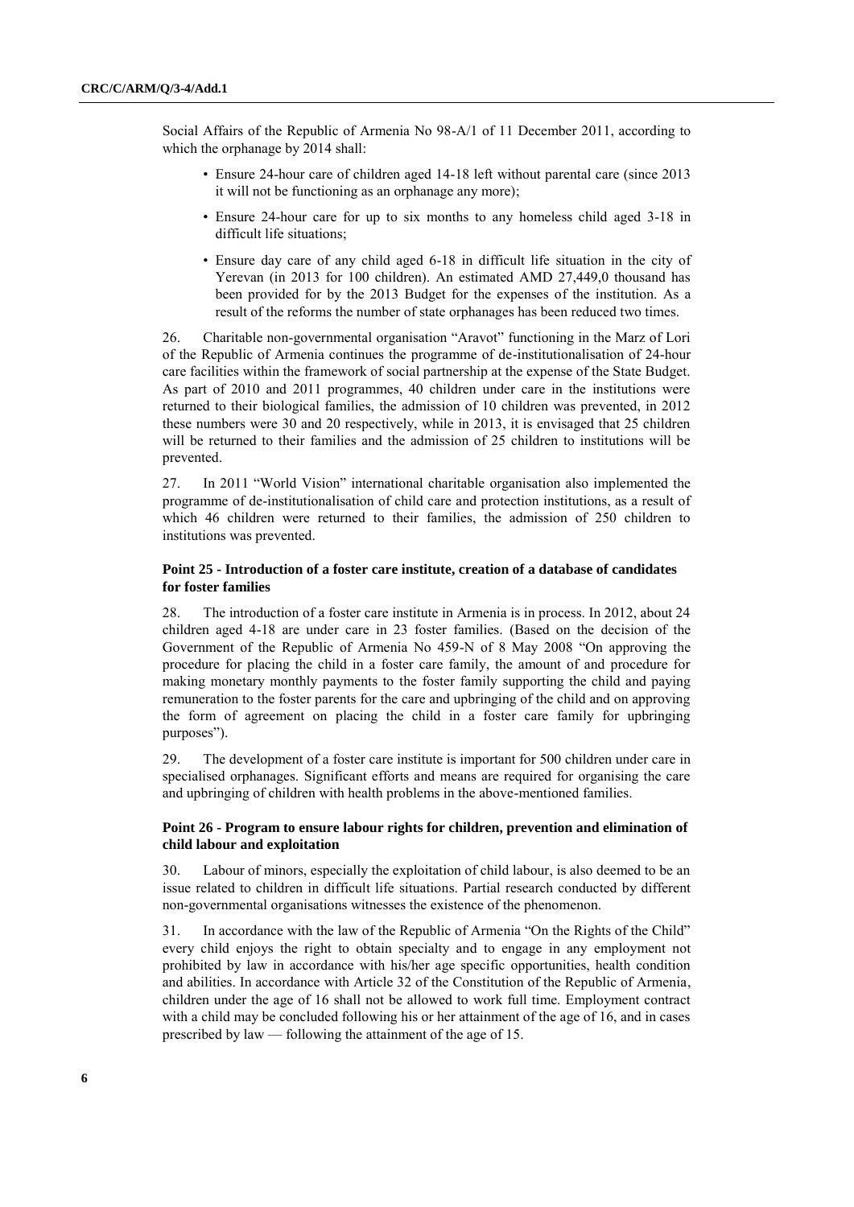Social Affairs of the Republic of Armenia No 98-A/1 of 11 December 2011, according to which the orphanage by 2014 shall:

- Ensure 24-hour care of children aged 14-18 left without parental care (since 2013 it will not be functioning as an orphanage any more);
- Ensure 24-hour care for up to six months to any homeless child aged 3-18 in difficult life situations;
- Ensure day care of any child aged 6-18 in difficult life situation in the city of Yerevan (in 2013 for 100 children). An estimated AMD 27,449,0 thousand has been provided for by the 2013 Budget for the expenses of the institution. As a result of the reforms the number of state orphanages has been reduced two times.

26. Charitable non-governmental organisation "Aravot" functioning in the Marz of Lori of the Republic of Armenia continues the programme of de-institutionalisation of 24-hour care facilities within the framework of social partnership at the expense of the State Budget. As part of 2010 and 2011 programmes, 40 children under care in the institutions were returned to their biological families, the admission of 10 children was prevented, in 2012 these numbers were 30 and 20 respectively, while in 2013, it is envisaged that 25 children will be returned to their families and the admission of 25 children to institutions will be prevented.

27. In 2011 "World Vision" international charitable organisation also implemented the programme of de-institutionalisation of child care and protection institutions, as a result of which 46 children were returned to their families, the admission of 250 children to institutions was prevented.

### Point 25 - Introduction of a foster care institute, creation of a database of candidates for foster families

28. The introduction of a foster care institute in Armenia is in process. In 2012, about 24 children aged 4-18 are under care in 23 foster families. (Based on the decision of the Government of the Republic of Armenia No 459-N of 8 May 2008 "On approving the procedure for placing the child in a foster care family, the amount of and procedure for making monetary monthly payments to the foster family supporting the child and paying remuneration to the foster parents for the care and upbringing of the child and on approving the form of agreement on placing the child in a foster care family for upbringing purposes").

29. The development of a foster care institute is important for 500 children under care in specialised orphanages. Significant efforts and means are required for organising the care and upbringing of children with health problems in the above-mentioned families.

### Point 26 - Program to ensure labour rights for children, prevention and elimination of child labour and exploitation

30. Labour of minors, especially the exploitation of child labour, is also deemed to be an issue related to children in difficult life situations. Partial research conducted by different non-governmental organisations witnesses the existence of the phenomenon.

31. In accordance with the law of the Republic of Armenia "On the Rights of the Child" every child enjoys the right to obtain specialty and to engage in any employment not prohibited by law in accordance with his/her age specific opportunities, health condition and abilities. In accordance with Article 32 of the Constitution of the Republic of Armenia, children under the age of 16 shall not be allowed to work full time. Employment contract with a child may be concluded following his or her attainment of the age of 16, and in cases prescribed by law — following the attainment of the age of 15.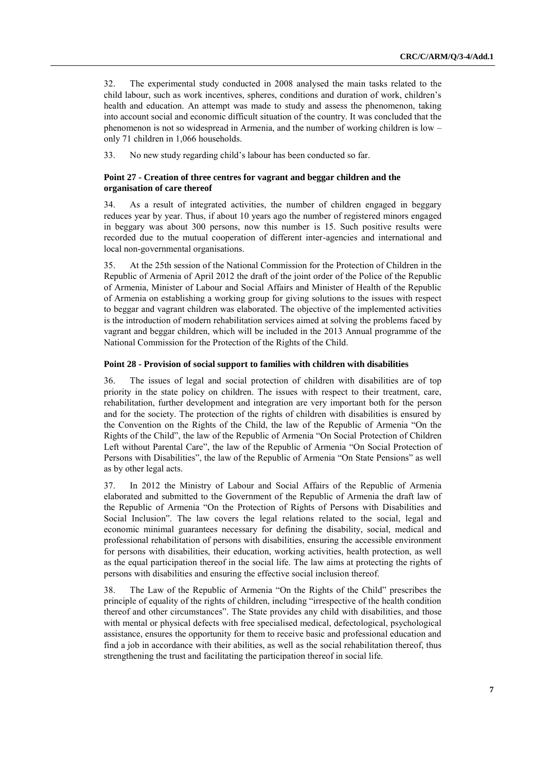32. The experimental study conducted in 2008 analysed the main tasks related to the child labour, such as work incentives, spheres, conditions and duration of work, children's health and education. An attempt was made to study and assess the phenomenon, taking into account social and economic difficult situation of the country. It was concluded that the phenomenon is not so widespread in Armenia, and the number of working children is low – only 71 children in 1,066 households.

33. No new study regarding child's labour has been conducted so far.

### Point 27 - Creation of three centres for vagrant and beggar children and the organisation of care thereof

34. As a result of integrated activities, the number of children engaged in beggary reduces year by year. Thus, if about 10 years ago the number of registered minors engaged in beggary was about 300 persons, now this number is 15. Such positive results were recorded due to the mutual cooperation of different inter-agencies and international and local non-governmental organisations.

35. At the 25th session of the National Commission for the Protection of Children in the Republic of Armenia of April 2012 the draft of the joint order of the Police of the Republic of Armenia, Minister of Labour and Social Affairs and Minister of Health of the Republic of Armenia on establishing a working group for giving solutions to the issues with respect to beggar and vagrant children was elaborated. The objective of the implemented activities is the introduction of modern rehabilitation services aimed at solving the problems faced by vagrant and beggar children, which will be included in the 2013 Annual programme of the National Commission for the Protection of the Rights of the Child.

### Point 28 - Provision of social support to families with children with disabilities

36. The issues of legal and social protection of children with disabilities are of top priority in the state policy on children. The issues with respect to their treatment, care, rehabilitation, further development and integration are very important both for the person and for the society. The protection of the rights of children with disabilities is ensured by the Convention on the Rights of the Child, the law of the Republic of Armenia "On the Rights of the Child", the law of the Republic of Armenia "On Social Protection of Children Left without Parental Care", the law of the Republic of Armenia "On Social Protection of Persons with Disabilities", the law of the Republic of Armenia "On State Pensions" as well as by other legal acts.

37. In 2012 the Ministry of Labour and Social Affairs of the Republic of Armenia elaborated and submitted to the Government of the Republic of Armenia the draft law of the Republic of Armenia "On the Protection of Rights of Persons with Disabilities and Social Inclusion". The law covers the legal relations related to the social, legal and economic minimal guarantees necessary for defining the disability, social, medical and professional rehabilitation of persons with disabilities, ensuring the accessible environment for persons with disabilities, their education, working activities, health protection, as well as the equal participation thereof in the social life. The law aims at protecting the rights of persons with disabilities and ensuring the effective social inclusion thereof.

38. The Law of the Republic of Armenia "On the Rights of the Child" prescribes the principle of equality of the rights of children, including "irrespective of the health condition thereof and other circumstances". The State provides any child with disabilities, and those with mental or physical defects with free specialised medical, defectological, psychological assistance, ensures the opportunity for them to receive basic and professional education and find a job in accordance with their abilities, as well as the social rehabilitation thereof, thus strengthening the trust and facilitating the participation thereof in social life.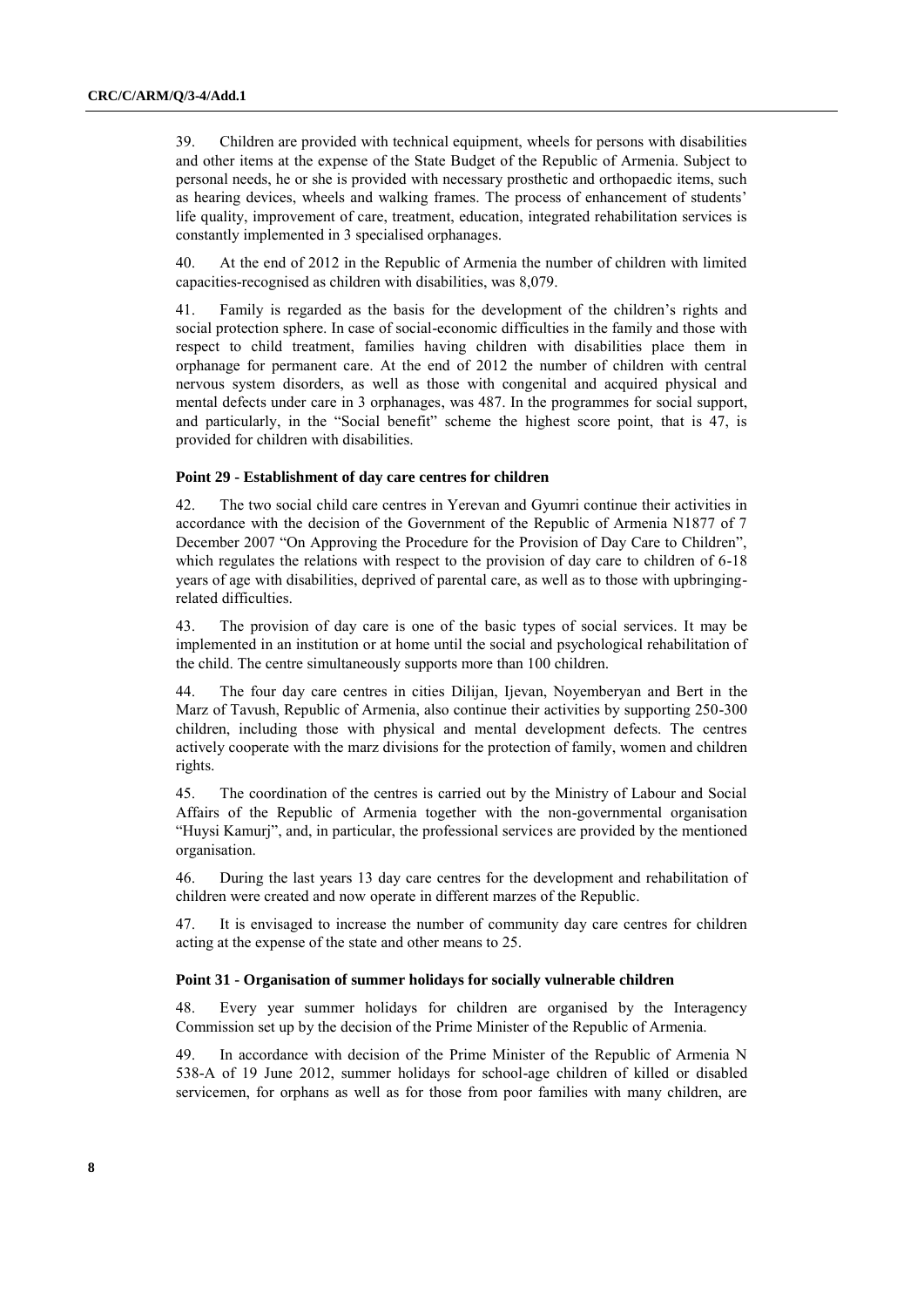39. Children are provided with technical equipment, wheels for persons with disabilities and other items at the expense of the State Budget of the Republic of Armenia. Subject to personal needs, he or she is provided with necessary prosthetic and orthopaedic items, such as hearing devices, wheels and walking frames. The process of enhancement of students' life quality, improvement of care, treatment, education, integrated rehabilitation services is constantly implemented in 3 specialised orphanages.

40. At the end of 2012 in the Republic of Armenia the number of children with limited capacities-recognised as children with disabilities, was 8,079.

41. Family is regarded as the basis for the development of the children's rights and social protection sphere. In case of social-economic difficulties in the family and those with respect to child treatment, families having children with disabilities place them in orphanage for permanent care. At the end of 2012 the number of children with central nervous system disorders, as well as those with congenital and acquired physical and mental defects under care in 3 orphanages, was 487. In the programmes for social support, and particularly, in the "Social benefit" scheme the highest score point, that is 47, is provided for children with disabilities.

#### Point 29 - Establishment of day care centres for children

42. The two social child care centres in Yerevan and Gyumri continue their activities in accordance with the decision of the Government of the Republic of Armenia N1877 of 7 December 2007 "On Approving the Procedure for the Provision of Day Care to Children", which regulates the relations with respect to the provision of day care to children of 6-18 years of age with disabilities, deprived of parental care, as well as to those with upbringing-related difficulties.

43. The provision of day care is one of the basic types of social services. It may be implemented in an institution or at home until the social and psychological rehabilitation of the child. The centre simultaneously supports more than 100 children.

44. The four day care centres in cities Dilijan, Ijevan, Noyemberyan and Bert in the Marz of Tavush, Republic of Armenia, also continue their activities by supporting 250-300 children, including those with physical and mental development defects. The centres actively cooperate with the marz divisions for the protection of family, women and children rights.

45. The coordination of the centres is carried out by the Ministry of Labour and Social Affairs of the Republic of Armenia together with the non-governmental organisation "Huysi Kamurj", and, in particular, the professional services are provided by the mentioned organisation.

46. During the last years 13 day care centres for the development and rehabilitation of children were created and now operate in different marzes of the Republic.

47. It is envisaged to increase the number of community day care centres for children acting at the expense of the state and other means to 25.

#### Point 31 - Organisation of summer holidays for socially vulnerable children

48. Every year summer holidays for children are organised by the Interagency Commission set up by the decision of the Prime Minister of the Republic of Armenia.

49. In accordance with decision of the Prime Minister of the Republic of Armenia N 538-A of 19 June 2012, summer holidays for school-age children of killed or disabled servicemen, for orphans as well as for those from poor families with many children, are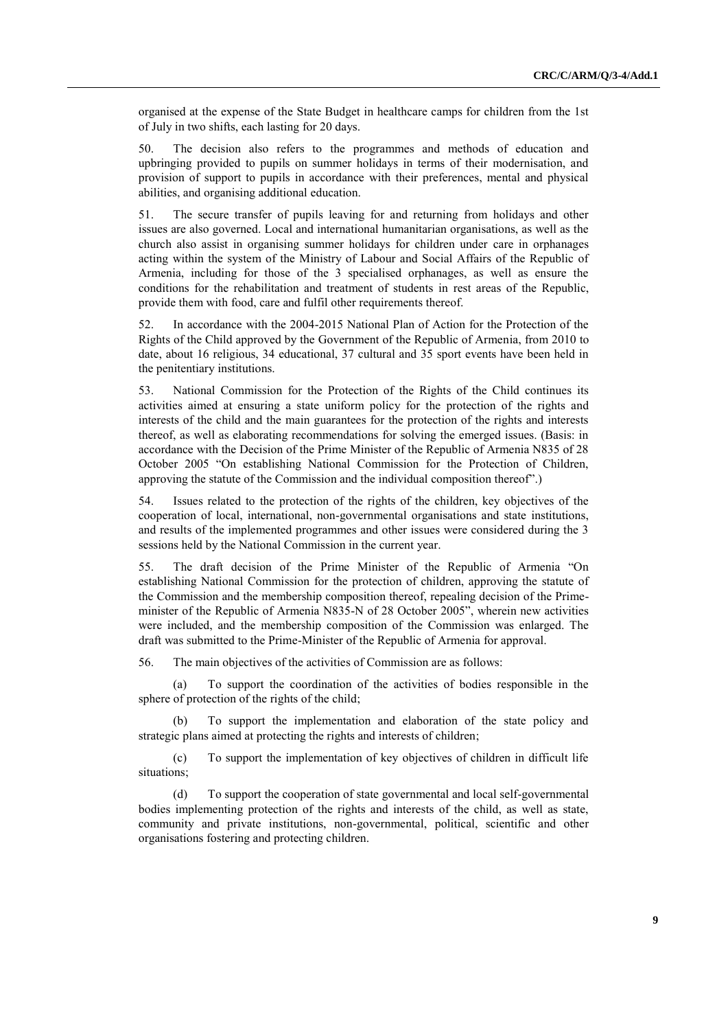organised at the expense of the State Budget in healthcare camps for children from the 1st of July in two shifts, each lasting for 20 days.

50. The decision also refers to the programmes and methods of education and upbringing provided to pupils on summer holidays in terms of their modernisation, and provision of support to pupils in accordance with their preferences, mental and physical abilities, and organising additional education.

51. The secure transfer of pupils leaving for and returning from holidays and other issues are also governed. Local and international humanitarian organisations, as well as the church also assist in organising summer holidays for children under care in orphanages acting within the system of the Ministry of Labour and Social Affairs of the Republic of Armenia, including for those of the 3 specialised orphanages, as well as ensure the conditions for the rehabilitation and treatment of students in rest areas of the Republic, provide them with food, care and fulfil other requirements thereof.

52. In accordance with the 2004-2015 National Plan of Action for the Protection of the Rights of the Child approved by the Government of the Republic of Armenia, from 2010 to date, about 16 religious, 34 educational, 37 cultural and 35 sport events have been held in the penitentiary institutions.

53. National Commission for the Protection of the Rights of the Child continues its activities aimed at ensuring a state uniform policy for the protection of the rights and interests of the child and the main guarantees for the protection of the rights and interests thereof, as well as elaborating recommendations for solving the emerged issues. (Basis: in accordance with the Decision of the Prime Minister of the Republic of Armenia N835 of 28 October 2005 "On establishing National Commission for the Protection of Children, approving the statute of the Commission and the individual composition thereof".)

54. Issues related to the protection of the rights of the children, key objectives of the cooperation of local, international, non-governmental organisations and state institutions, and results of the implemented programmes and other issues were considered during the 3 sessions held by the National Commission in the current year.

55. The draft decision of the Prime Minister of the Republic of Armenia "On establishing National Commission for the protection of children, approving the statute of the Commission and the membership composition thereof, repealing decision of the Prime-minister of the Republic of Armenia N835-N of 28 October 2005", wherein new activities were included, and the membership composition of the Commission was enlarged. The draft was submitted to the Prime-Minister of the Republic of Armenia for approval.

56. The main objectives of the activities of Commission are as follows:

(a) To support the coordination of the activities of bodies responsible in the sphere of protection of the rights of the child;

(b) To support the implementation and elaboration of the state policy and strategic plans aimed at protecting the rights and interests of children;

(c) To support the implementation of key objectives of children in difficult life situations;

(d) To support the cooperation of state governmental and local self-governmental bodies implementing protection of the rights and interests of the child, as well as state, community and private institutions, non-governmental, political, scientific and other organisations fostering and protecting children.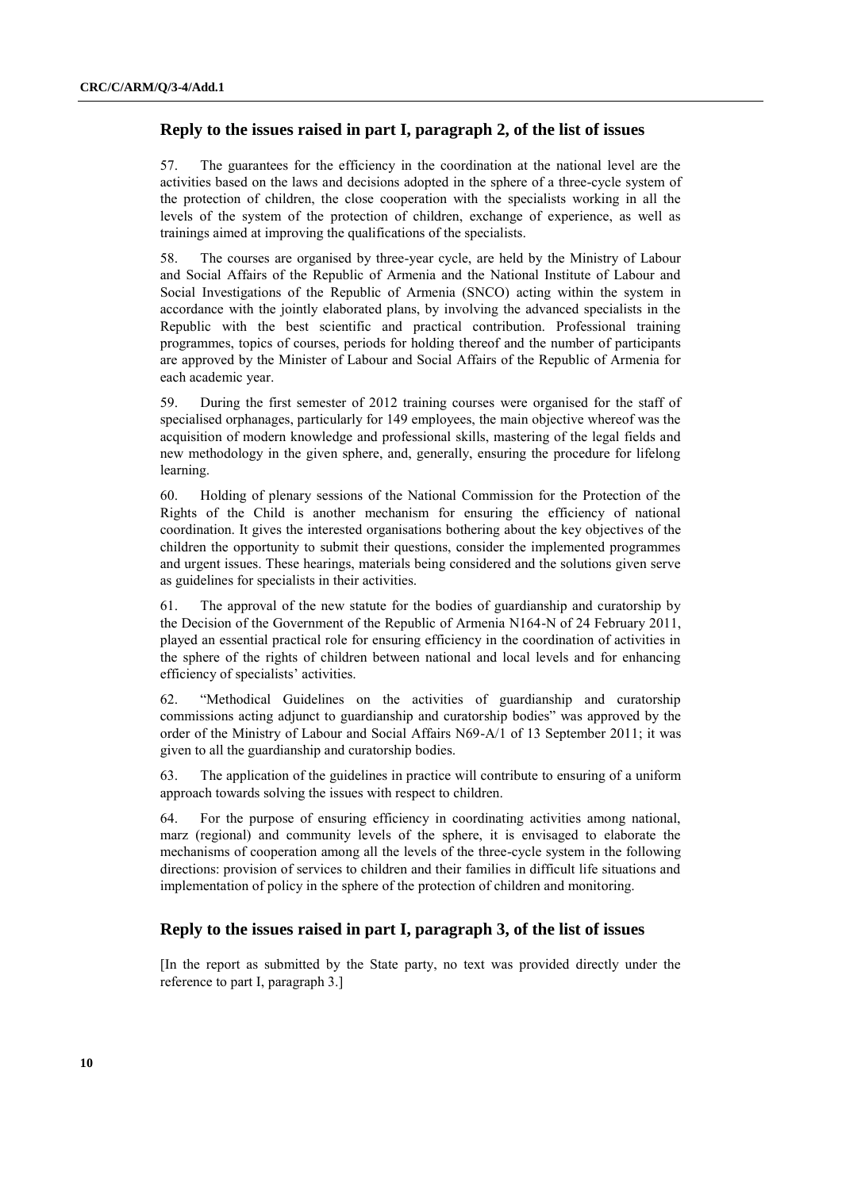## Reply to the issues raised in part I, paragraph 2, of the list of issues

57. The guarantees for the efficiency in the coordination at the national level are the activities based on the laws and decisions adopted in the sphere of a three-cycle system of the protection of children, the close cooperation with the specialists working in all the levels of the system of the protection of children, exchange of experience, as well as trainings aimed at improving the qualifications of the specialists.

58. The courses are organised by three-year cycle, are held by the Ministry of Labour and Social Affairs of the Republic of Armenia and the National Institute of Labour and Social Investigations of the Republic of Armenia (SNCO) acting within the system in accordance with the jointly elaborated plans, by involving the advanced specialists in the Republic with the best scientific and practical contribution. Professional training programmes, topics of courses, periods for holding thereof and the number of participants are approved by the Minister of Labour and Social Affairs of the Republic of Armenia for each academic year.

59. During the first semester of 2012 training courses were organised for the staff of specialised orphanages, particularly for 149 employees, the main objective whereof was the acquisition of modern knowledge and professional skills, mastering of the legal fields and new methodology in the given sphere, and, generally, ensuring the procedure for lifelong learning.

60. Holding of plenary sessions of the National Commission for the Protection of the Rights of the Child is another mechanism for ensuring the efficiency of national coordination. It gives the interested organisations bothering about the key objectives of the children the opportunity to submit their questions, consider the implemented programmes and urgent issues. These hearings, materials being considered and the solutions given serve as guidelines for specialists in their activities.

61. The approval of the new statute for the bodies of guardianship and curatorship by the Decision of the Government of the Republic of Armenia N164-N of 24 February 2011, played an essential practical role for ensuring efficiency in the coordination of activities in the sphere of the rights of children between national and local levels and for enhancing efficiency of specialists' activities.

62. "Methodical Guidelines on the activities of guardianship and curatorship commissions acting adjunct to guardianship and curatorship bodies" was approved by the order of the Ministry of Labour and Social Affairs N69-A/1 of 13 September 2011; it was given to all the guardianship and curatorship bodies.

63. The application of the guidelines in practice will contribute to ensuring of a uniform approach towards solving the issues with respect to children.

64. For the purpose of ensuring efficiency in coordinating activities among national, marz (regional) and community levels of the sphere, it is envisaged to elaborate the mechanisms of cooperation among all the levels of the three-cycle system in the following directions: provision of services to children and their families in difficult life situations and implementation of policy in the sphere of the protection of children and monitoring.

## Reply to the issues raised in part I, paragraph 3, of the list of issues

[In the report as submitted by the State party, no text was provided directly under the reference to part I, paragraph 3.]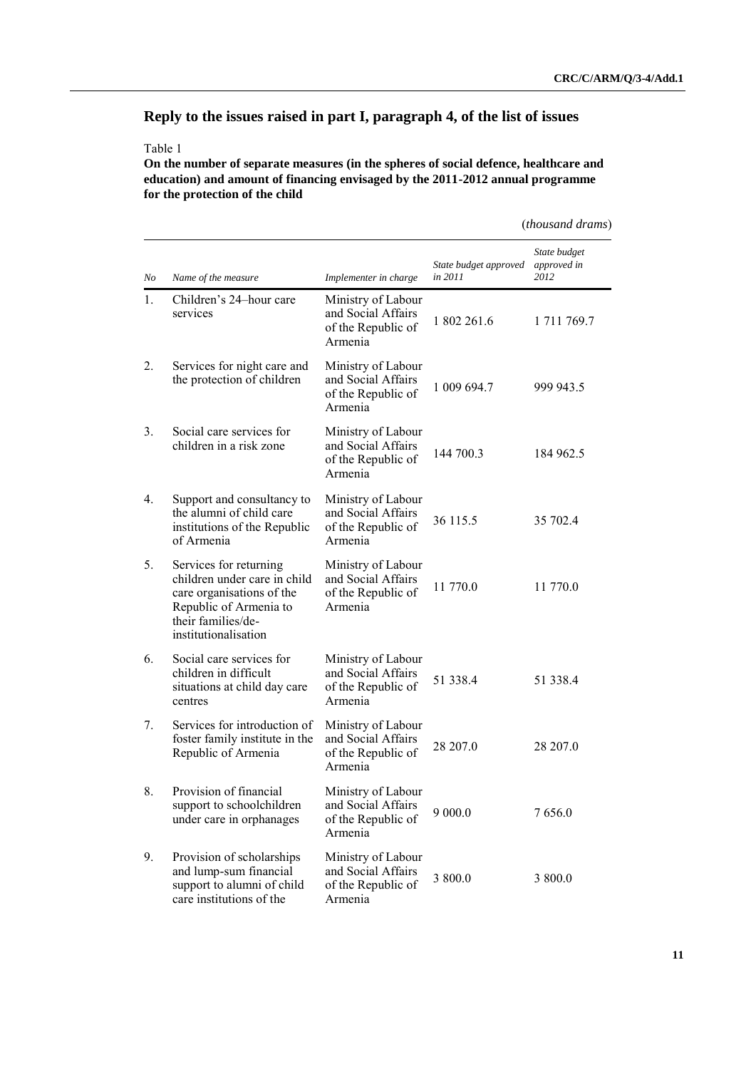## Reply to the issues raised in part I, paragraph 4, of the list of issues

Table 1

**On the number of separate measures (in the spheres of social defence, healthcare and education) and amount of financing envisaged by the 2011-2012 annual programme for the protection of the child**

(*thousand drams*)

| *No* | *Name of the measure* | *Implementer in charge* | *State budget approved in 2011* | *State budget approved in 2012* |
|---|---|---|---|---|
| 1. | Children's 24–hour care services | Ministry of Labour and Social Affairs of the Republic of Armenia | 1 802 261.6 | 1 711 769.7 |
| 2. | Services for night care and the protection of children | Ministry of Labour and Social Affairs of the Republic of Armenia | 1 009 694.7 | 999 943.5 |
| 3. | Social care services for children in a risk zone | Ministry of Labour and Social Affairs of the Republic of Armenia | 144 700.3 | 184 962.5 |
| 4. | Support and consultancy to the alumni of child care institutions of the Republic of Armenia | Ministry of Labour and Social Affairs of the Republic of Armenia | 36 115.5 | 35 702.4 |
| 5. | Services for returning children under care in child care organisations of the Republic of Armenia to their families/de-institutionalisation | Ministry of Labour and Social Affairs of the Republic of Armenia | 11 770.0 | 11 770.0 |
| 6. | Social care services for children in difficult situations at child day care centres | Ministry of Labour and Social Affairs of the Republic of Armenia | 51 338.4 | 51 338.4 |
| 7. | Services for introduction of foster family institute in the Republic of Armenia | Ministry of Labour and Social Affairs of the Republic of Armenia | 28 207.0 | 28 207.0 |
| 8. | Provision of financial support to schoolchildren under care in orphanages | Ministry of Labour and Social Affairs of the Republic of Armenia | 9 000.0 | 7 656.0 |
| 9. | Provision of scholarships and lump-sum financial support to alumni of child care institutions of the | Ministry of Labour and Social Affairs of the Republic of Armenia | 3 800.0 | 3 800.0 |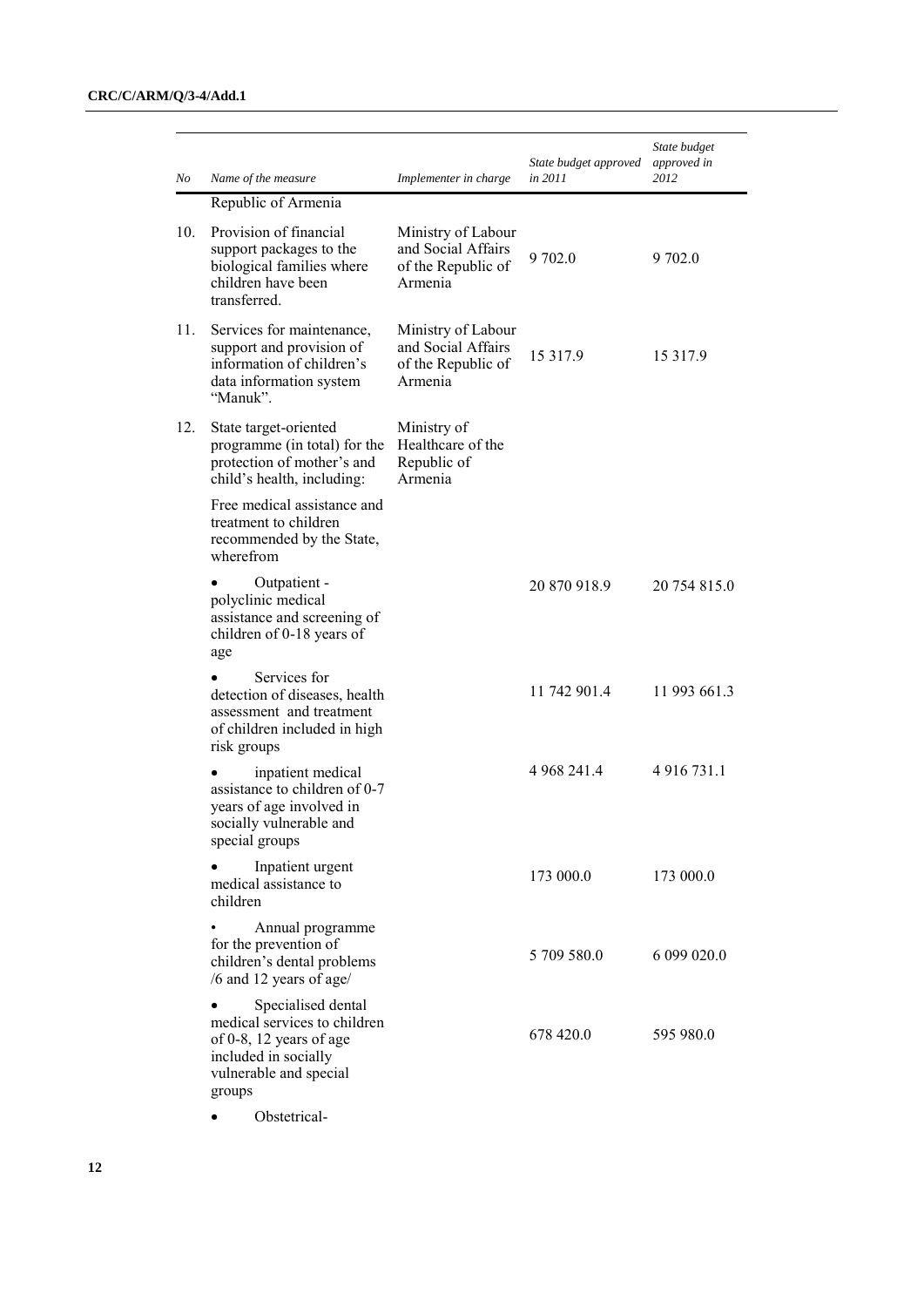| No | Name of the measure | Implementer in charge | State budget approved in 2011 | State budget approved in 2012 |
|---|---|---|---|---|
| | Republic of Armenia | | | |
| 10. | Provision of financial support packages to the biological families where children have been transferred. | Ministry of Labour and Social Affairs of the Republic of Armenia | 9 702.0 | 9 702.0 |
| 11. | Services for maintenance, support and provision of information of children's data information system "Manuk". | Ministry of Labour and Social Affairs of the Republic of Armenia | 15 317.9 | 15 317.9 |
| 12. | State target-oriented programme (in total) for the protection of mother's and child's health, including: | Ministry of Healthcare of the Republic of Armenia | | |
| | Free medical assistance and treatment to children recommended by the State, wherefrom | | | |
| | • Outpatient - polyclinic medical assistance and screening of children of 0-18 years of age | | 20 870 918.9 | 20 754 815.0 |
| | • Services for detection of diseases, health assessment and treatment of children included in high risk groups | | 11 742 901.4 | 11 993 661.3 |
| | • inpatient medical assistance to children of 0-7 years of age involved in socially vulnerable and special groups | | 4 968 241.4 | 4 916 731.1 |
| | • Inpatient urgent medical assistance to children | | 173 000.0 | 173 000.0 |
| | • Annual programme for the prevention of children's dental problems /6 and 12 years of age/ | | 5 709 580.0 | 6 099 020.0 |
| | • Specialised dental medical services to children of 0-8, 12 years of age included in socially vulnerable and special groups | | 678 420.0 | 595 980.0 |
| | • Obstetrical- | | | |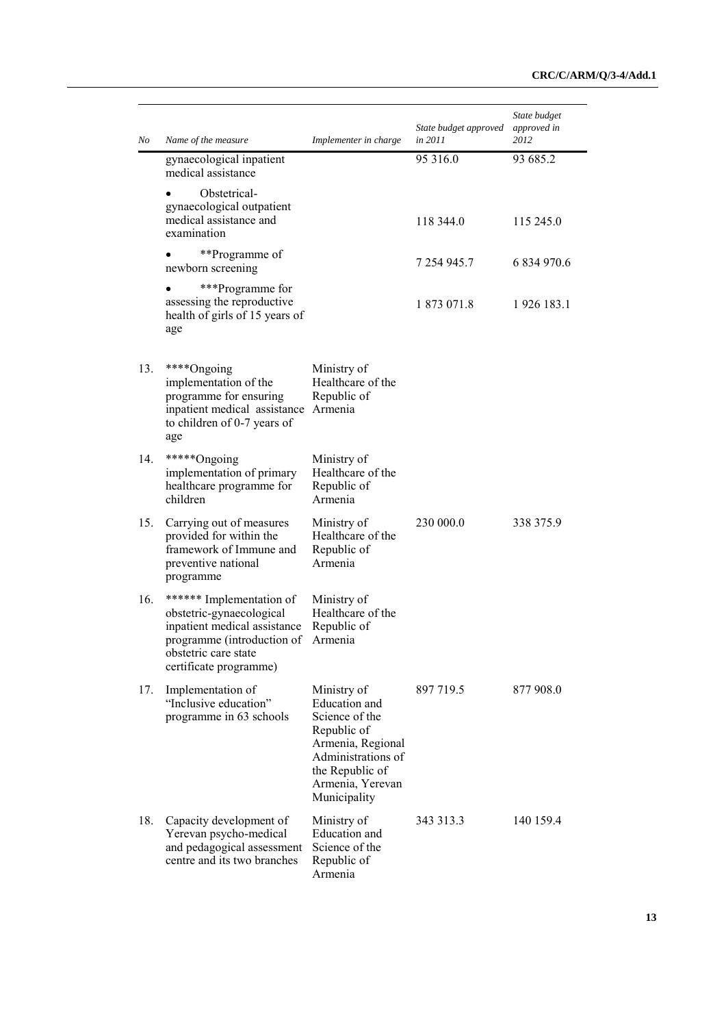| No | Name of the measure | Implementer in charge | State budget approved in 2011 | State budget approved in 2012 |
|---|---|---|---|---|
| | gynaecological inpatient medical assistance | | 95 316.0 | 93 685.2 |
| | • Obstetrical-gynaecological outpatient medical assistance and examination | | 118 344.0 | 115 245.0 |
| | • **Programme of newborn screening | | 7 254 945.7 | 6 834 970.6 |
| | • ***Programme for assessing the reproductive health of girls of 15 years of age | | 1 873 071.8 | 1 926 183.1 |
| 13. | ****Ongoing implementation of the programme for ensuring inpatient medical assistance to children of 0-7 years of age | Ministry of Healthcare of the Republic of Armenia | | |
| 14. | *****Ongoing implementation of primary healthcare programme for children | Ministry of Healthcare of the Republic of Armenia | | |
| 15. | Carrying out of measures provided for within the framework of Immune and preventive national programme | Ministry of Healthcare of the Republic of Armenia | 230 000.0 | 338 375.9 |
| 16. | ****** Implementation of obstetric-gynaecological inpatient medical assistance programme (introduction of obstetric care state certificate programme) | Ministry of Healthcare of the Republic of Armenia | | |
| 17. | Implementation of "Inclusive education" programme in 63 schools | Ministry of Education and Science of the Republic of Armenia, Regional Administrations of the Republic of Armenia, Yerevan Municipality | 897 719.5 | 877 908.0 |
| 18. | Capacity development of Yerevan psycho-medical and pedagogical assessment centre and its two branches | Ministry of Education and Science of the Republic of Armenia | 343 313.3 | 140 159.4 |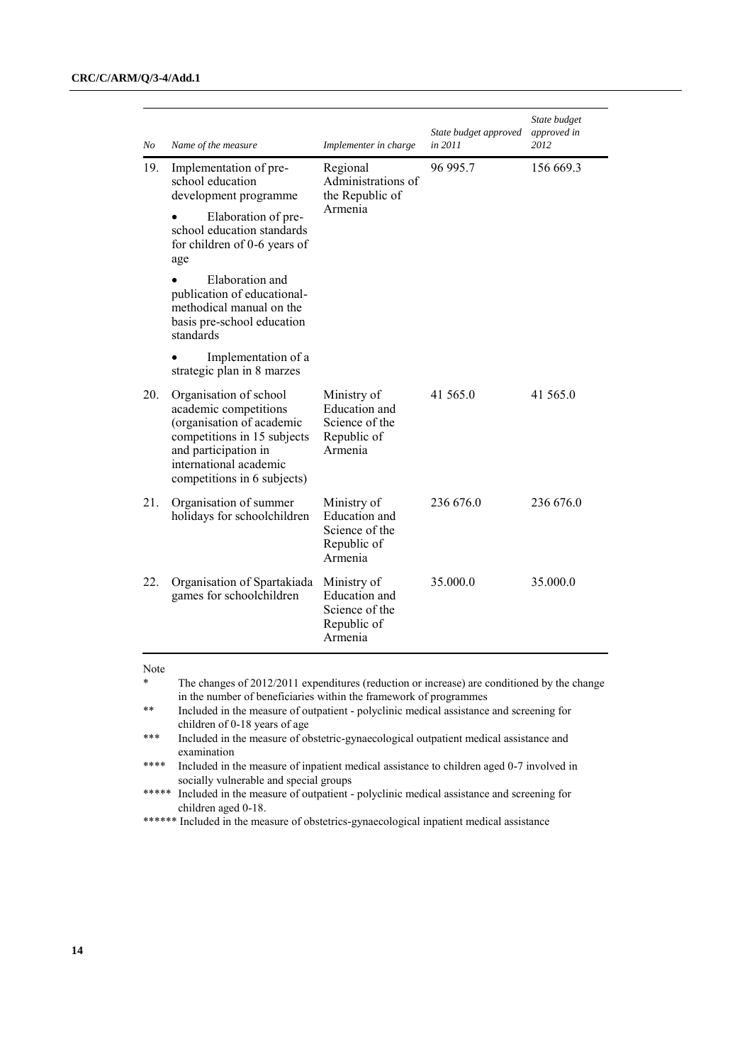| No | Name of the measure | Implementer in charge | State budget approved in 2011 | State budget approved in 2012 |
|---|---|---|---|---|
| 19. | Implementation of pre-school education development programme<br>• Elaboration of pre-school education standards for children of 0-6 years of age<br>• Elaboration and publication of educational-methodical manual on the basis pre-school education standards<br>• Implementation of a strategic plan in 8 marzes | Regional Administrations of the Republic of Armenia | 96 995.7 | 156 669.3 |
| 20. | Organisation of school academic competitions (organisation of academic competitions in 15 subjects and participation in international academic competitions in 6 subjects) | Ministry of Education and Science of the Republic of Armenia | 41 565.0 | 41 565.0 |
| 21. | Organisation of summer holidays for schoolchildren | Ministry of Education and Science of the Republic of Armenia | 236 676.0 | 236 676.0 |
| 22. | Organisation of Spartakiada games for schoolchildren | Ministry of Education and Science of the Republic of Armenia | 35.000.0 | 35.000.0 |

Note

\* The changes of 2012/2011 expenditures (reduction or increase) are conditioned by the change in the number of beneficiaries within the framework of programmes

\** Included in the measure of outpatient - polyclinic medical assistance and screening for children of 0-18 years of age

\*** Included in the measure of obstetric-gynaecological outpatient medical assistance and examination

\**** Included in the measure of inpatient medical assistance to children aged 0-7 involved in socially vulnerable and special groups

\***** Included in the measure of outpatient - polyclinic medical assistance and screening for children aged 0-18.

\****** Included in the measure of obstetrics-gynaecological inpatient medical assistance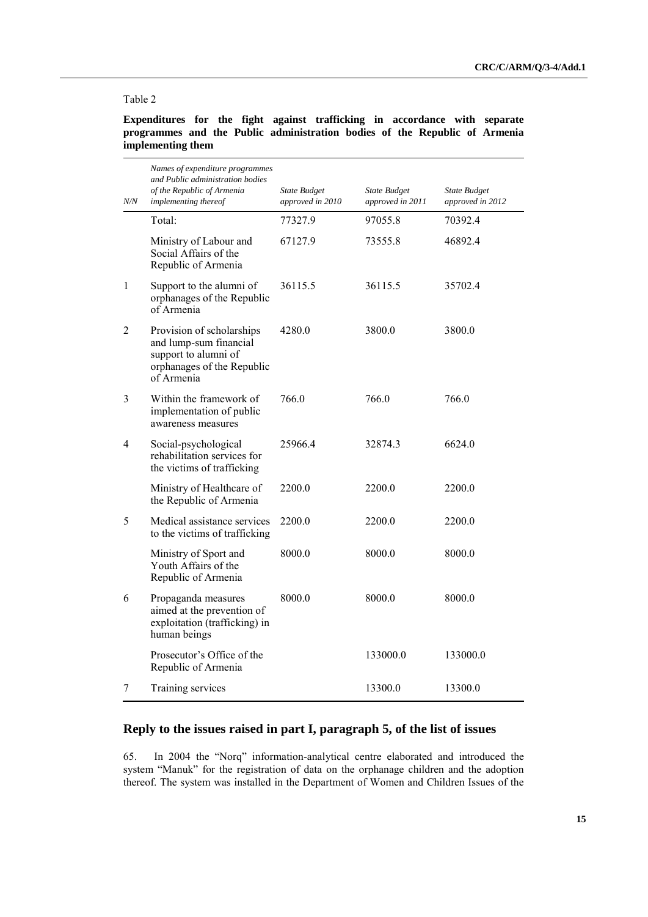Table 2

**Expenditures for the fight against trafficking in accordance with separate programmes and the Public administration bodies of the Republic of Armenia implementing them**

| *N/N* | *Names of expenditure programmes and Public administration bodies of the Republic of Armenia implementing thereof* | *State Budget approved in 2010* | *State Budget approved in 2011* | *State Budget approved in 2012* |
|---|---|---|---|---|
| | Total: | 77327.9 | 97055.8 | 70392.4 |
| | Ministry of Labour and Social Affairs of the Republic of Armenia | 67127.9 | 73555.8 | 46892.4 |
| 1 | Support to the alumni of orphanages of the Republic of Armenia | 36115.5 | 36115.5 | 35702.4 |
| 2 | Provision of scholarships and lump-sum financial support to alumni of orphanages of the Republic of Armenia | 4280.0 | 3800.0 | 3800.0 |
| 3 | Within the framework of implementation of public awareness measures | 766.0 | 766.0 | 766.0 |
| 4 | Social-psychological rehabilitation services for the victims of trafficking | 25966.4 | 32874.3 | 6624.0 |
| | Ministry of Healthcare of the Republic of Armenia | 2200.0 | 2200.0 | 2200.0 |
| 5 | Medical assistance services to the victims of trafficking | 2200.0 | 2200.0 | 2200.0 |
| | Ministry of Sport and Youth Affairs of the Republic of Armenia | 8000.0 | 8000.0 | 8000.0 |
| 6 | Propaganda measures aimed at the prevention of exploitation (trafficking) in human beings | 8000.0 | 8000.0 | 8000.0 |
| | Prosecutor's Office of the Republic of Armenia | | 133000.0 | 133000.0 |
| 7 | Training services | | 13300.0 | 13300.0 |

## Reply to the issues raised in part I, paragraph 5, of the list of issues

65. In 2004 the "Norq" information-analytical centre elaborated and introduced the system "Manuk" for the registration of data on the orphanage children and the adoption thereof. The system was installed in the Department of Women and Children Issues of the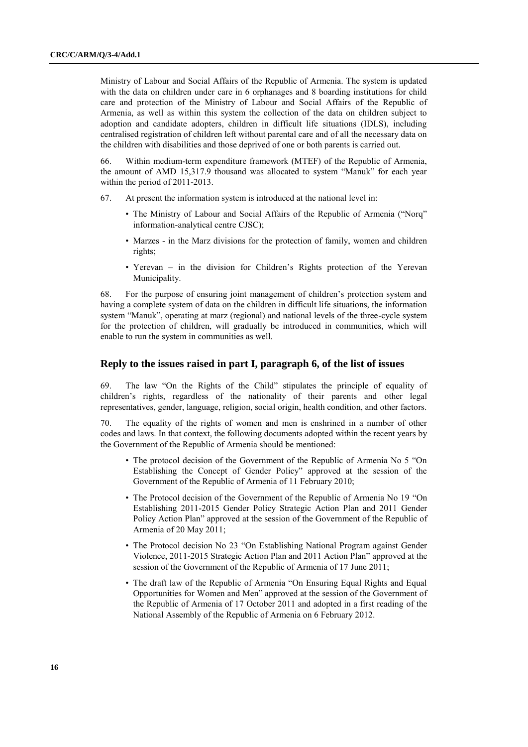Ministry of Labour and Social Affairs of the Republic of Armenia. The system is updated with the data on children under care in 6 orphanages and 8 boarding institutions for child care and protection of the Ministry of Labour and Social Affairs of the Republic of Armenia, as well as within this system the collection of the data on children subject to adoption and candidate adopters, children in difficult life situations (IDLS), including centralised registration of children left without parental care and of all the necessary data on the children with disabilities and those deprived of one or both parents is carried out.

66. Within medium-term expenditure framework (MTEF) of the Republic of Armenia, the amount of AMD 15,317.9 thousand was allocated to system "Manuk" for each year within the period of 2011-2013.

67. At present the information system is introduced at the national level in:

- The Ministry of Labour and Social Affairs of the Republic of Armenia ("Norq" information-analytical centre CJSC);
- Marzes - in the Marz divisions for the protection of family, women and children rights;
- Yerevan – in the division for Children's Rights protection of the Yerevan Municipality.

68. For the purpose of ensuring joint management of children's protection system and having a complete system of data on the children in difficult life situations, the information system "Manuk", operating at marz (regional) and national levels of the three-cycle system for the protection of children, will gradually be introduced in communities, which will enable to run the system in communities as well.

## Reply to the issues raised in part I, paragraph 6, of the list of issues

69. The law "On the Rights of the Child" stipulates the principle of equality of children's rights, regardless of the nationality of their parents and other legal representatives, gender, language, religion, social origin, health condition, and other factors.

70. The equality of the rights of women and men is enshrined in a number of other codes and laws. In that context, the following documents adopted within the recent years by the Government of the Republic of Armenia should be mentioned:

- The protocol decision of the Government of the Republic of Armenia No 5 "On Establishing the Concept of Gender Policy" approved at the session of the Government of the Republic of Armenia of 11 February 2010;
- The Protocol decision of the Government of the Republic of Armenia No 19 "On Establishing 2011-2015 Gender Policy Strategic Action Plan and 2011 Gender Policy Action Plan" approved at the session of the Government of the Republic of Armenia of 20 May 2011;
- The Protocol decision No 23 "On Establishing National Program against Gender Violence, 2011-2015 Strategic Action Plan and 2011 Action Plan" approved at the session of the Government of the Republic of Armenia of 17 June 2011;
- The draft law of the Republic of Armenia "On Ensuring Equal Rights and Equal Opportunities for Women and Men" approved at the session of the Government of the Republic of Armenia of 17 October 2011 and adopted in a first reading of the National Assembly of the Republic of Armenia on 6 February 2012.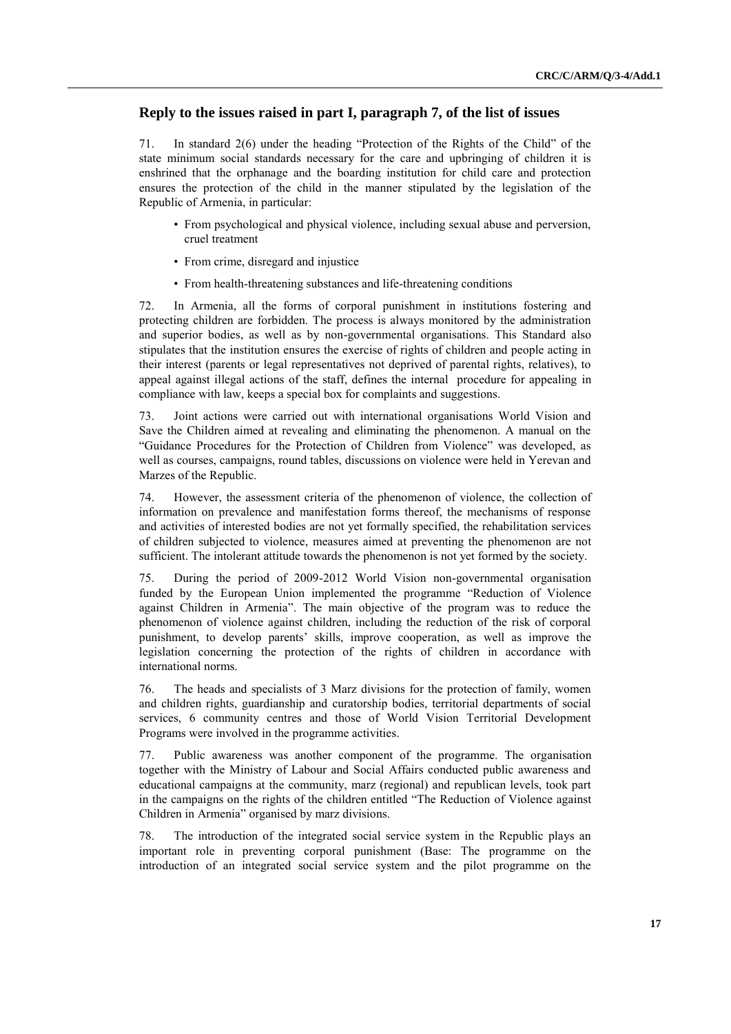## Reply to the issues raised in part I, paragraph 7, of the list of issues

71. In standard 2(6) under the heading "Protection of the Rights of the Child" of the state minimum social standards necessary for the care and upbringing of children it is enshrined that the orphanage and the boarding institution for child care and protection ensures the protection of the child in the manner stipulated by the legislation of the Republic of Armenia, in particular:

- From psychological and physical violence, including sexual abuse and perversion, cruel treatment
- From crime, disregard and injustice
- From health-threatening substances and life-threatening conditions

72. In Armenia, all the forms of corporal punishment in institutions fostering and protecting children are forbidden. The process is always monitored by the administration and superior bodies, as well as by non-governmental organisations. This Standard also stipulates that the institution ensures the exercise of rights of children and people acting in their interest (parents or legal representatives not deprived of parental rights, relatives), to appeal against illegal actions of the staff, defines the internal procedure for appealing in compliance with law, keeps a special box for complaints and suggestions.

73. Joint actions were carried out with international organisations World Vision and Save the Children aimed at revealing and eliminating the phenomenon. A manual on the "Guidance Procedures for the Protection of Children from Violence" was developed, as well as courses, campaigns, round tables, discussions on violence were held in Yerevan and Marzes of the Republic.

74. However, the assessment criteria of the phenomenon of violence, the collection of information on prevalence and manifestation forms thereof, the mechanisms of response and activities of interested bodies are not yet formally specified, the rehabilitation services of children subjected to violence, measures aimed at preventing the phenomenon are not sufficient. The intolerant attitude towards the phenomenon is not yet formed by the society.

75. During the period of 2009-2012 World Vision non-governmental organisation funded by the European Union implemented the programme "Reduction of Violence against Children in Armenia". The main objective of the program was to reduce the phenomenon of violence against children, including the reduction of the risk of corporal punishment, to develop parents' skills, improve cooperation, as well as improve the legislation concerning the protection of the rights of children in accordance with international norms.

76. The heads and specialists of 3 Marz divisions for the protection of family, women and children rights, guardianship and curatorship bodies, territorial departments of social services, 6 community centres and those of World Vision Territorial Development Programs were involved in the programme activities.

77. Public awareness was another component of the programme. The organisation together with the Ministry of Labour and Social Affairs conducted public awareness and educational campaigns at the community, marz (regional) and republican levels, took part in the campaigns on the rights of the children entitled "The Reduction of Violence against Children in Armenia" organised by marz divisions.

78. The introduction of the integrated social service system in the Republic plays an important role in preventing corporal punishment (Base: The programme on the introduction of an integrated social service system and the pilot programme on the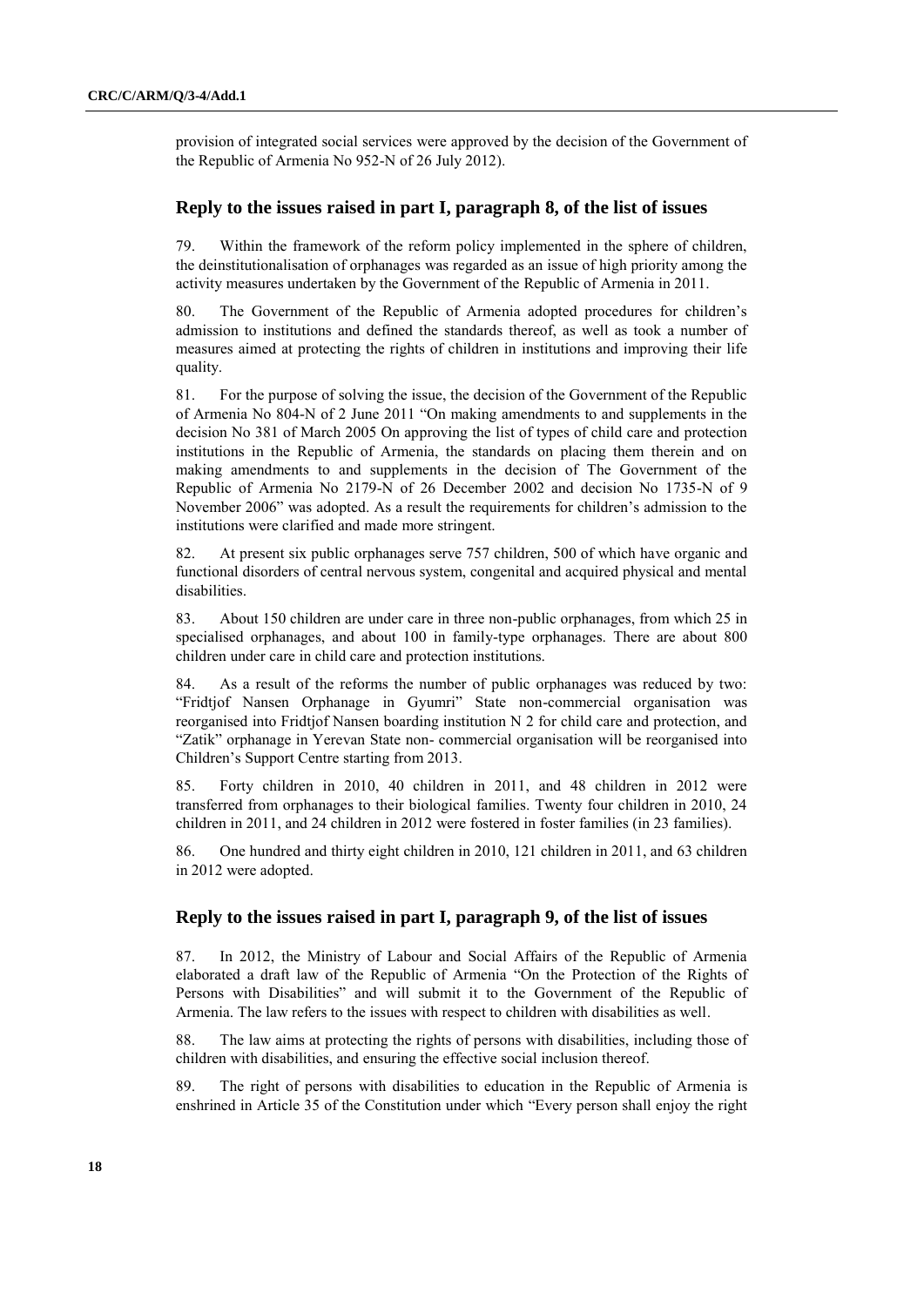provision of integrated social services were approved by the decision of the Government of the Republic of Armenia No 952-N of 26 July 2012).

## Reply to the issues raised in part I, paragraph 8, of the list of issues

79. Within the framework of the reform policy implemented in the sphere of children, the deinstitutionalisation of orphanages was regarded as an issue of high priority among the activity measures undertaken by the Government of the Republic of Armenia in 2011.

80. The Government of the Republic of Armenia adopted procedures for children's admission to institutions and defined the standards thereof, as well as took a number of measures aimed at protecting the rights of children in institutions and improving their life quality.

81. For the purpose of solving the issue, the decision of the Government of the Republic of Armenia No 804-N of 2 June 2011 "On making amendments to and supplements in the decision No 381 of March 2005 On approving the list of types of child care and protection institutions in the Republic of Armenia, the standards on placing them therein and on making amendments to and supplements in the decision of The Government of the Republic of Armenia No 2179-N of 26 December 2002 and decision No 1735-N of 9 November 2006" was adopted. As a result the requirements for children's admission to the institutions were clarified and made more stringent.

82. At present six public orphanages serve 757 children, 500 of which have organic and functional disorders of central nervous system, congenital and acquired physical and mental disabilities.

83. About 150 children are under care in three non-public orphanages, from which 25 in specialised orphanages, and about 100 in family-type orphanages. There are about 800 children under care in child care and protection institutions.

84. As a result of the reforms the number of public orphanages was reduced by two: "Fridtjof Nansen Orphanage in Gyumri" State non-commercial organisation was reorganised into Fridtjof Nansen boarding institution N 2 for child care and protection, and "Zatik" orphanage in Yerevan State non- commercial organisation will be reorganised into Children's Support Centre starting from 2013.

85. Forty children in 2010, 40 children in 2011, and 48 children in 2012 were transferred from orphanages to their biological families. Twenty four children in 2010, 24 children in 2011, and 24 children in 2012 were fostered in foster families (in 23 families).

86. One hundred and thirty eight children in 2010, 121 children in 2011, and 63 children in 2012 were adopted.

## Reply to the issues raised in part I, paragraph 9, of the list of issues

87. In 2012, the Ministry of Labour and Social Affairs of the Republic of Armenia elaborated a draft law of the Republic of Armenia "On the Protection of the Rights of Persons with Disabilities" and will submit it to the Government of the Republic of Armenia. The law refers to the issues with respect to children with disabilities as well.

88. The law aims at protecting the rights of persons with disabilities, including those of children with disabilities, and ensuring the effective social inclusion thereof.

89. The right of persons with disabilities to education in the Republic of Armenia is enshrined in Article 35 of the Constitution under which "Every person shall enjoy the right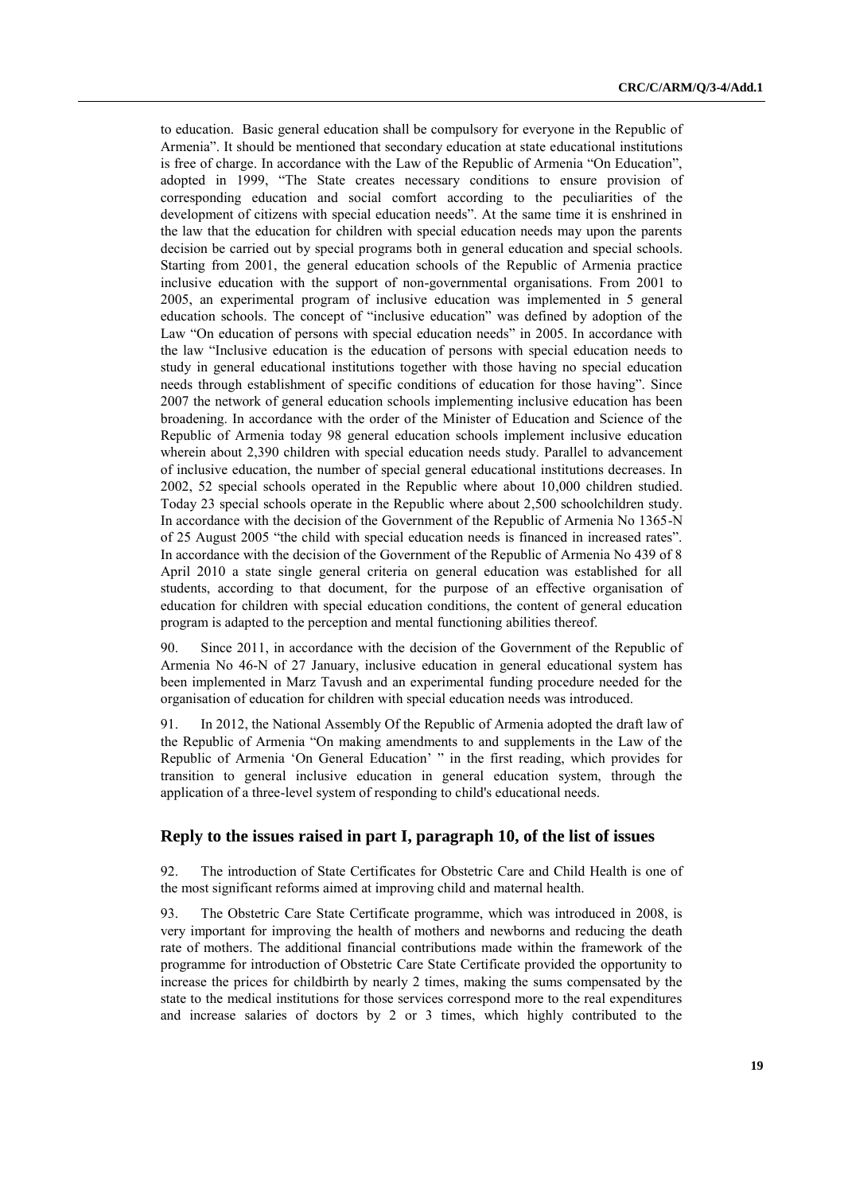to education. Basic general education shall be compulsory for everyone in the Republic of Armenia". It should be mentioned that secondary education at state educational institutions is free of charge. In accordance with the Law of the Republic of Armenia "On Education", adopted in 1999, "The State creates necessary conditions to ensure provision of corresponding education and social comfort according to the peculiarities of the development of citizens with special education needs". At the same time it is enshrined in the law that the education for children with special education needs may upon the parents decision be carried out by special programs both in general education and special schools. Starting from 2001, the general education schools of the Republic of Armenia practice inclusive education with the support of non-governmental organisations. From 2001 to 2005, an experimental program of inclusive education was implemented in 5 general education schools. The concept of "inclusive education" was defined by adoption of the Law "On education of persons with special education needs" in 2005. In accordance with the law "Inclusive education is the education of persons with special education needs to study in general educational institutions together with those having no special education needs through establishment of specific conditions of education for those having". Since 2007 the network of general education schools implementing inclusive education has been broadening. In accordance with the order of the Minister of Education and Science of the Republic of Armenia today 98 general education schools implement inclusive education wherein about 2,390 children with special education needs study. Parallel to advancement of inclusive education, the number of special general educational institutions decreases. In 2002, 52 special schools operated in the Republic where about 10,000 children studied. Today 23 special schools operate in the Republic where about 2,500 schoolchildren study. In accordance with the decision of the Government of the Republic of Armenia No 1365-N of 25 August 2005 "the child with special education needs is financed in increased rates". In accordance with the decision of the Government of the Republic of Armenia No 439 of 8 April 2010 a state single general criteria on general education was established for all students, according to that document, for the purpose of an effective organisation of education for children with special education conditions, the content of general education program is adapted to the perception and mental functioning abilities thereof.

90. Since 2011, in accordance with the decision of the Government of the Republic of Armenia No 46-N of 27 January, inclusive education in general educational system has been implemented in Marz Tavush and an experimental funding procedure needed for the organisation of education for children with special education needs was introduced.

91. In 2012, the National Assembly Of the Republic of Armenia adopted the draft law of the Republic of Armenia "On making amendments to and supplements in the Law of the Republic of Armenia 'On General Education' " in the first reading, which provides for transition to general inclusive education in general education system, through the application of a three-level system of responding to child's educational needs.

## Reply to the issues raised in part I, paragraph 10, of the list of issues

92. The introduction of State Certificates for Obstetric Care and Child Health is one of the most significant reforms aimed at improving child and maternal health.

93. The Obstetric Care State Certificate programme, which was introduced in 2008, is very important for improving the health of mothers and newborns and reducing the death rate of mothers. The additional financial contributions made within the framework of the programme for introduction of Obstetric Care State Certificate provided the opportunity to increase the prices for childbirth by nearly 2 times, making the sums compensated by the state to the medical institutions for those services correspond more to the real expenditures and increase salaries of doctors by 2 or 3 times, which highly contributed to the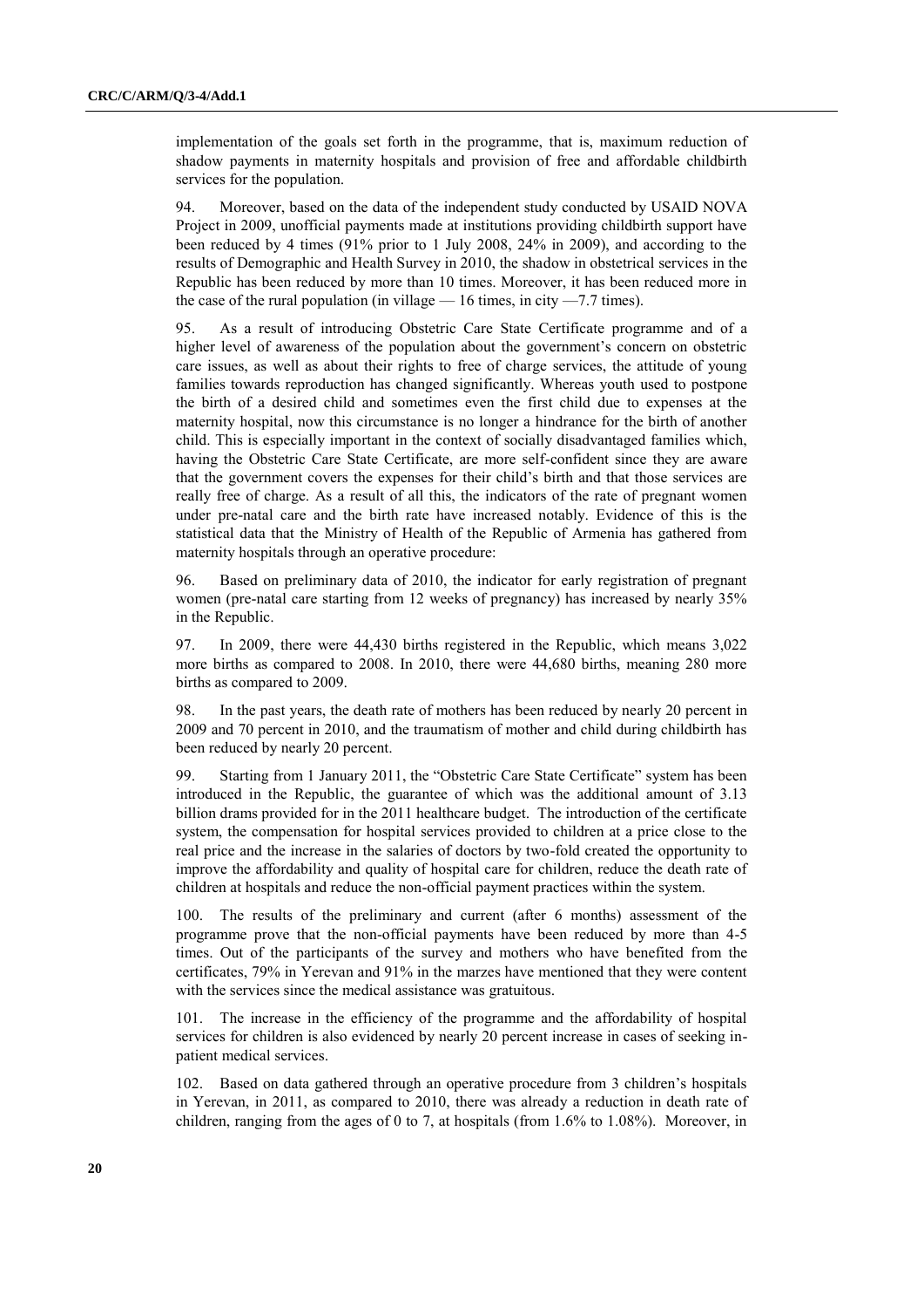implementation of the goals set forth in the programme, that is, maximum reduction of shadow payments in maternity hospitals and provision of free and affordable childbirth services for the population.

94. Moreover, based on the data of the independent study conducted by USAID NOVA Project in 2009, unofficial payments made at institutions providing childbirth support have been reduced by 4 times (91% prior to 1 July 2008, 24% in 2009), and according to the results of Demographic and Health Survey in 2010, the shadow in obstetrical services in the Republic has been reduced by more than 10 times. Moreover, it has been reduced more in the case of the rural population (in village — 16 times, in city —7.7 times).

95. As a result of introducing Obstetric Care State Certificate programme and of a higher level of awareness of the population about the government's concern on obstetric care issues, as well as about their rights to free of charge services, the attitude of young families towards reproduction has changed significantly. Whereas youth used to postpone the birth of a desired child and sometimes even the first child due to expenses at the maternity hospital, now this circumstance is no longer a hindrance for the birth of another child. This is especially important in the context of socially disadvantaged families which, having the Obstetric Care State Certificate, are more self-confident since they are aware that the government covers the expenses for their child's birth and that those services are really free of charge. As a result of all this, the indicators of the rate of pregnant women under pre-natal care and the birth rate have increased notably. Evidence of this is the statistical data that the Ministry of Health of the Republic of Armenia has gathered from maternity hospitals through an operative procedure:

96. Based on preliminary data of 2010, the indicator for early registration of pregnant women (pre-natal care starting from 12 weeks of pregnancy) has increased by nearly 35% in the Republic.

97. In 2009, there were 44,430 births registered in the Republic, which means 3,022 more births as compared to 2008. In 2010, there were 44,680 births, meaning 280 more births as compared to 2009.

98. In the past years, the death rate of mothers has been reduced by nearly 20 percent in 2009 and 70 percent in 2010, and the traumatism of mother and child during childbirth has been reduced by nearly 20 percent.

99. Starting from 1 January 2011, the "Obstetric Care State Certificate" system has been introduced in the Republic, the guarantee of which was the additional amount of 3.13 billion drams provided for in the 2011 healthcare budget. The introduction of the certificate system, the compensation for hospital services provided to children at a price close to the real price and the increase in the salaries of doctors by two-fold created the opportunity to improve the affordability and quality of hospital care for children, reduce the death rate of children at hospitals and reduce the non-official payment practices within the system.

100. The results of the preliminary and current (after 6 months) assessment of the programme prove that the non-official payments have been reduced by more than 4-5 times. Out of the participants of the survey and mothers who have benefited from the certificates, 79% in Yerevan and 91% in the marzes have mentioned that they were content with the services since the medical assistance was gratuitous.

101. The increase in the efficiency of the programme and the affordability of hospital services for children is also evidenced by nearly 20 percent increase in cases of seeking in-patient medical services.

102. Based on data gathered through an operative procedure from 3 children's hospitals in Yerevan, in 2011, as compared to 2010, there was already a reduction in death rate of children, ranging from the ages of 0 to 7, at hospitals (from 1.6% to 1.08%). Moreover, in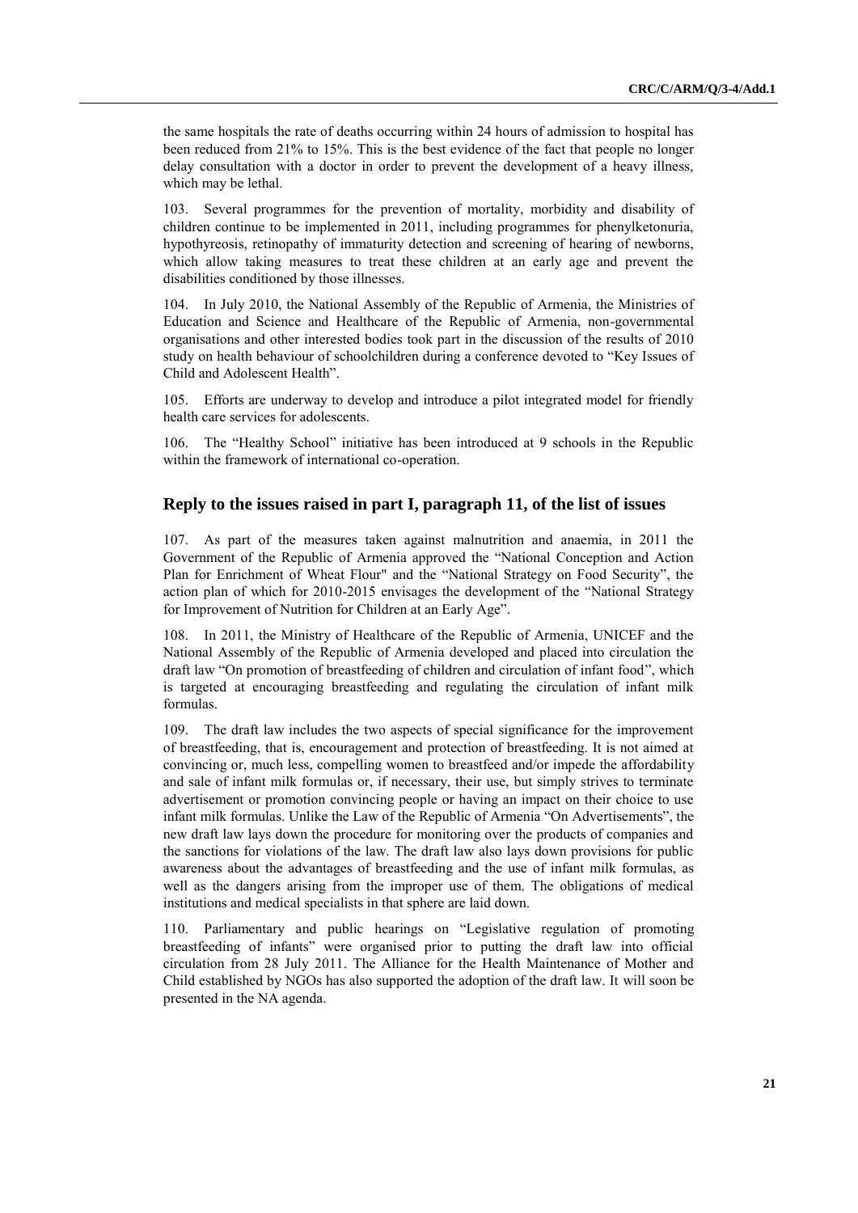the same hospitals the rate of deaths occurring within 24 hours of admission to hospital has been reduced from 21% to 15%. This is the best evidence of the fact that people no longer delay consultation with a doctor in order to prevent the development of a heavy illness, which may be lethal.

103. Several programmes for the prevention of mortality, morbidity and disability of children continue to be implemented in 2011, including programmes for phenylketonuria, hypothyreosis, retinopathy of immaturity detection and screening of hearing of newborns, which allow taking measures to treat these children at an early age and prevent the disabilities conditioned by those illnesses.

104. In July 2010, the National Assembly of the Republic of Armenia, the Ministries of Education and Science and Healthcare of the Republic of Armenia, non-governmental organisations and other interested bodies took part in the discussion of the results of 2010 study on health behaviour of schoolchildren during a conference devoted to "Key Issues of Child and Adolescent Health".

105. Efforts are underway to develop and introduce a pilot integrated model for friendly health care services for adolescents.

106. The "Healthy School" initiative has been introduced at 9 schools in the Republic within the framework of international co-operation.

## Reply to the issues raised in part I, paragraph 11, of the list of issues

107. As part of the measures taken against malnutrition and anaemia, in 2011 the Government of the Republic of Armenia approved the "National Conception and Action Plan for Enrichment of Wheat Flour" and the "National Strategy on Food Security", the action plan of which for 2010-2015 envisages the development of the "National Strategy for Improvement of Nutrition for Children at an Early Age".

108. In 2011, the Ministry of Healthcare of the Republic of Armenia, UNICEF and the National Assembly of the Republic of Armenia developed and placed into circulation the draft law "On promotion of breastfeeding of children and circulation of infant food", which is targeted at encouraging breastfeeding and regulating the circulation of infant milk formulas.

109. The draft law includes the two aspects of special significance for the improvement of breastfeeding, that is, encouragement and protection of breastfeeding. It is not aimed at convincing or, much less, compelling women to breastfeed and/or impede the affordability and sale of infant milk formulas or, if necessary, their use, but simply strives to terminate advertisement or promotion convincing people or having an impact on their choice to use infant milk formulas. Unlike the Law of the Republic of Armenia "On Advertisements", the new draft law lays down the procedure for monitoring over the products of companies and the sanctions for violations of the law. The draft law also lays down provisions for public awareness about the advantages of breastfeeding and the use of infant milk formulas, as well as the dangers arising from the improper use of them. The obligations of medical institutions and medical specialists in that sphere are laid down.

110. Parliamentary and public hearings on "Legislative regulation of promoting breastfeeding of infants" were organised prior to putting the draft law into official circulation from 28 July 2011. The Alliance for the Health Maintenance of Mother and Child established by NGOs has also supported the adoption of the draft law. It will soon be presented in the NA agenda.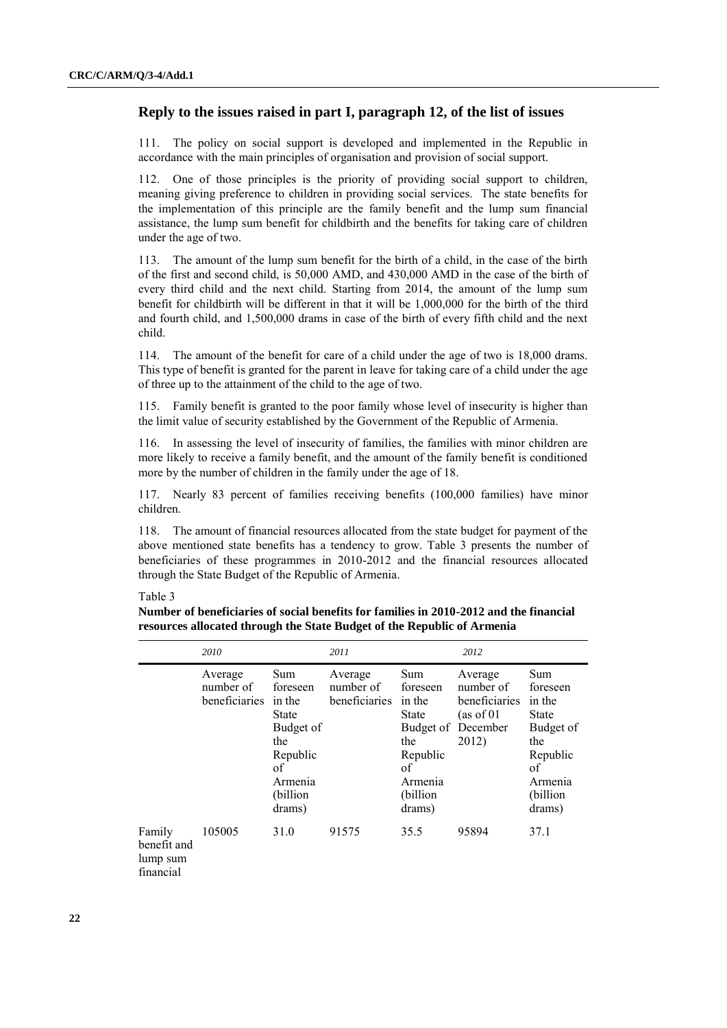## Reply to the issues raised in part I, paragraph 12, of the list of issues

111. The policy on social support is developed and implemented in the Republic in accordance with the main principles of organisation and provision of social support.

112. One of those principles is the priority of providing social support to children, meaning giving preference to children in providing social services. The state benefits for the implementation of this principle are the family benefit and the lump sum financial assistance, the lump sum benefit for childbirth and the benefits for taking care of children under the age of two.

113. The amount of the lump sum benefit for the birth of a child, in the case of the birth of the first and second child, is 50,000 AMD, and 430,000 AMD in the case of the birth of every third child and the next child. Starting from 2014, the amount of the lump sum benefit for childbirth will be different in that it will be 1,000,000 for the birth of the third and fourth child, and 1,500,000 drams in case of the birth of every fifth child and the next child.

114. The amount of the benefit for care of a child under the age of two is 18,000 drams. This type of benefit is granted for the parent in leave for taking care of a child under the age of three up to the attainment of the child to the age of two.

115. Family benefit is granted to the poor family whose level of insecurity is higher than the limit value of security established by the Government of the Republic of Armenia.

116. In assessing the level of insecurity of families, the families with minor children are more likely to receive a family benefit, and the amount of the family benefit is conditioned more by the number of children in the family under the age of 18.

117. Nearly 83 percent of families receiving benefits (100,000 families) have minor children.

118. The amount of financial resources allocated from the state budget for payment of the above mentioned state benefits has a tendency to grow. Table 3 presents the number of beneficiaries of these programmes in 2010-2012 and the financial resources allocated through the State Budget of the Republic of Armenia.

Table 3

**Number of beneficiaries of social benefits for families in 2010-2012 and the financial resources allocated through the State Budget of the Republic of Armenia**

| | *2010* | | *2011* | | *2012* | |
|---|---|---|---|---|---|---|
| | Average number of beneficiaries | Sum foreseen in the State Budget of the Republic of Armenia (billion drams) | Average number of beneficiaries | Sum foreseen in the State Budget of the Republic of Armenia (billion drams) | Average number of beneficiaries (as of 01 December 2012) | Sum foreseen in the State Budget of the Republic of Armenia (billion drams) |
| Family benefit and lump sum financial | 105005 | 31.0 | 91575 | 35.5 | 95894 | 37.1 |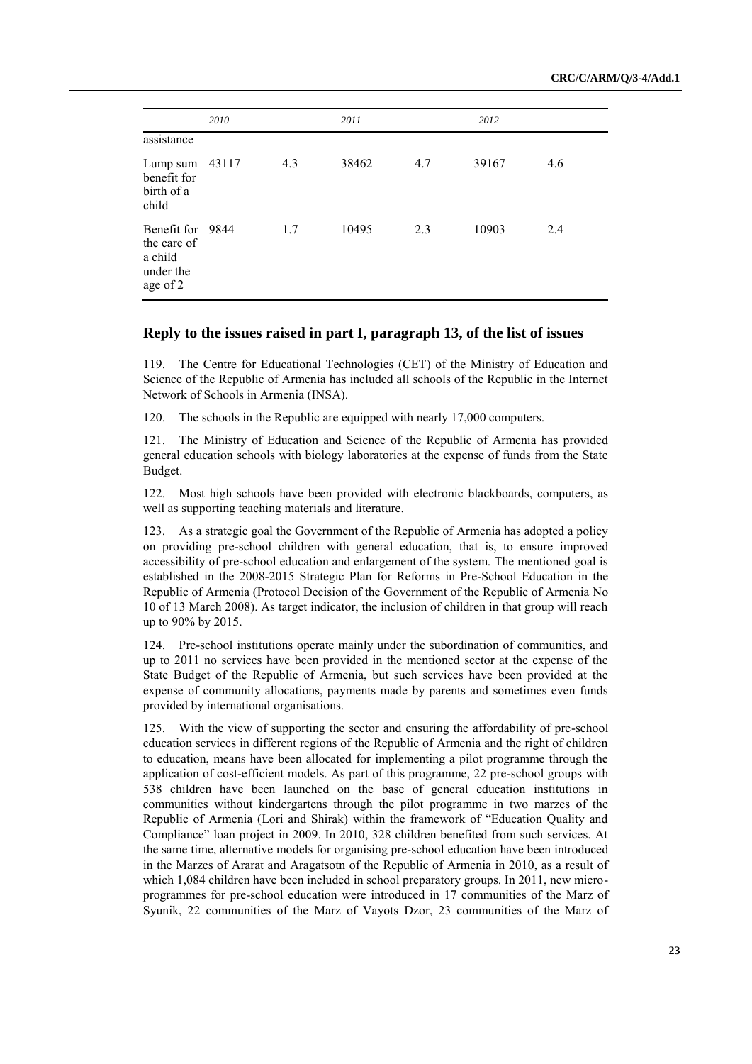| | 2010 | | 2011 | | 2012 | |
|---|---|---|---|---|---|---|
| assistance | | | | | | |
| Lump sum benefit for birth of a child | 43117 | 4.3 | 38462 | 4.7 | 39167 | 4.6 |
| Benefit for the care of a child under the age of 2 | 9844 | 1.7 | 10495 | 2.3 | 10903 | 2.4 |

## Reply to the issues raised in part I, paragraph 13, of the list of issues

119. The Centre for Educational Technologies (CET) of the Ministry of Education and Science of the Republic of Armenia has included all schools of the Republic in the Internet Network of Schools in Armenia (INSA).

120. The schools in the Republic are equipped with nearly 17,000 computers.

121. The Ministry of Education and Science of the Republic of Armenia has provided general education schools with biology laboratories at the expense of funds from the State Budget.

122. Most high schools have been provided with electronic blackboards, computers, as well as supporting teaching materials and literature.

123. As a strategic goal the Government of the Republic of Armenia has adopted a policy on providing pre-school children with general education, that is, to ensure improved accessibility of pre-school education and enlargement of the system. The mentioned goal is established in the 2008-2015 Strategic Plan for Reforms in Pre-School Education in the Republic of Armenia (Protocol Decision of the Government of the Republic of Armenia No 10 of 13 March 2008). As target indicator, the inclusion of children in that group will reach up to 90% by 2015.

124. Pre-school institutions operate mainly under the subordination of communities, and up to 2011 no services have been provided in the mentioned sector at the expense of the State Budget of the Republic of Armenia, but such services have been provided at the expense of community allocations, payments made by parents and sometimes even funds provided by international organisations.

125. With the view of supporting the sector and ensuring the affordability of pre-school education services in different regions of the Republic of Armenia and the right of children to education, means have been allocated for implementing a pilot programme through the application of cost-efficient models. As part of this programme, 22 pre-school groups with 538 children have been launched on the base of general education institutions in communities without kindergartens through the pilot programme in two marzes of the Republic of Armenia (Lori and Shirak) within the framework of "Education Quality and Compliance" loan project in 2009. In 2010, 328 children benefited from such services. At the same time, alternative models for organising pre-school education have been introduced in the Marzes of Ararat and Aragatsotn of the Republic of Armenia in 2010, as a result of which 1,084 children have been included in school preparatory groups. In 2011, new micro-programmes for pre-school education were introduced in 17 communities of the Marz of Syunik, 22 communities of the Marz of Vayots Dzor, 23 communities of the Marz of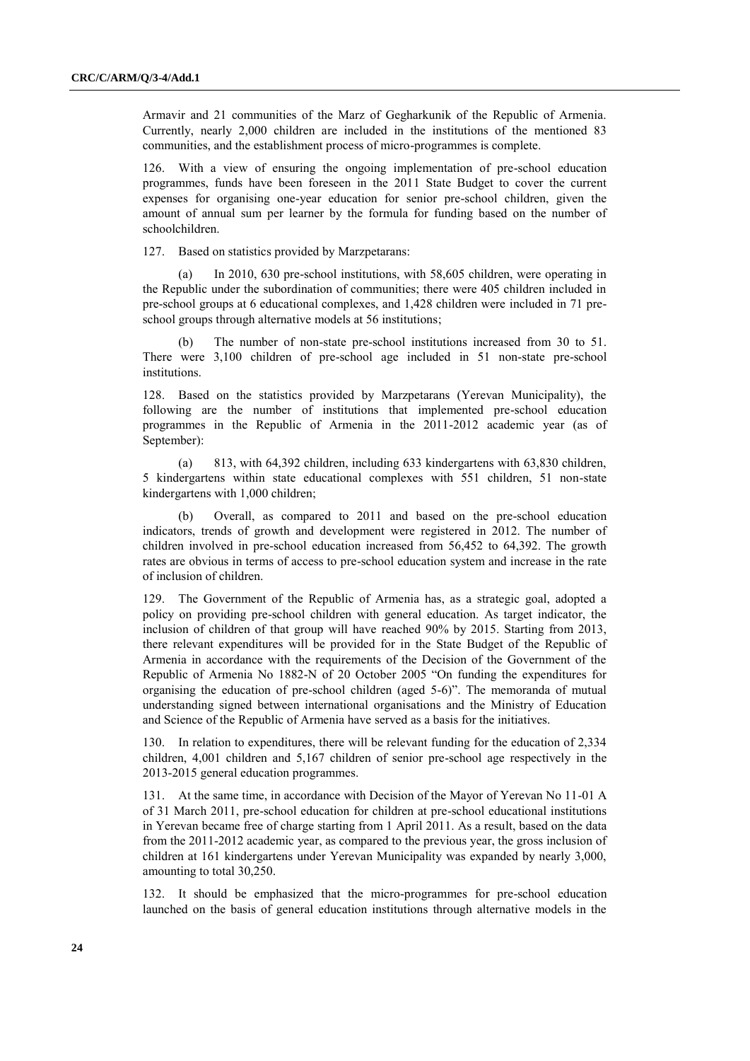Armavir and 21 communities of the Marz of Gegharkunik of the Republic of Armenia. Currently, nearly 2,000 children are included in the institutions of the mentioned 83 communities, and the establishment process of micro-programmes is complete.

126. With a view of ensuring the ongoing implementation of pre-school education programmes, funds have been foreseen in the 2011 State Budget to cover the current expenses for organising one-year education for senior pre-school children, given the amount of annual sum per learner by the formula for funding based on the number of schoolchildren.

127. Based on statistics provided by Marzpetarans:

(a) In 2010, 630 pre-school institutions, with 58,605 children, were operating in the Republic under the subordination of communities; there were 405 children included in pre-school groups at 6 educational complexes, and 1,428 children were included in 71 pre-school groups through alternative models at 56 institutions;

(b) The number of non-state pre-school institutions increased from 30 to 51. There were 3,100 children of pre-school age included in 51 non-state pre-school institutions.

128. Based on the statistics provided by Marzpetarans (Yerevan Municipality), the following are the number of institutions that implemented pre-school education programmes in the Republic of Armenia in the 2011-2012 academic year (as of September):

(a) 813, with 64,392 children, including 633 kindergartens with 63,830 children, 5 kindergartens within state educational complexes with 551 children, 51 non-state kindergartens with 1,000 children;

(b) Overall, as compared to 2011 and based on the pre-school education indicators, trends of growth and development were registered in 2012. The number of children involved in pre-school education increased from 56,452 to 64,392. The growth rates are obvious in terms of access to pre-school education system and increase in the rate of inclusion of children.

129. The Government of the Republic of Armenia has, as a strategic goal, adopted a policy on providing pre-school children with general education. As target indicator, the inclusion of children of that group will have reached 90% by 2015. Starting from 2013, there relevant expenditures will be provided for in the State Budget of the Republic of Armenia in accordance with the requirements of the Decision of the Government of the Republic of Armenia No 1882-N of 20 October 2005 "On funding the expenditures for organising the education of pre-school children (aged 5-6)". The memoranda of mutual understanding signed between international organisations and the Ministry of Education and Science of the Republic of Armenia have served as a basis for the initiatives.

130. In relation to expenditures, there will be relevant funding for the education of 2,334 children, 4,001 children and 5,167 children of senior pre-school age respectively in the 2013-2015 general education programmes.

131. At the same time, in accordance with Decision of the Mayor of Yerevan No 11-01 A of 31 March 2011, pre-school education for children at pre-school educational institutions in Yerevan became free of charge starting from 1 April 2011. As a result, based on the data from the 2011-2012 academic year, as compared to the previous year, the gross inclusion of children at 161 kindergartens under Yerevan Municipality was expanded by nearly 3,000, amounting to total 30,250.

132. It should be emphasized that the micro-programmes for pre-school education launched on the basis of general education institutions through alternative models in the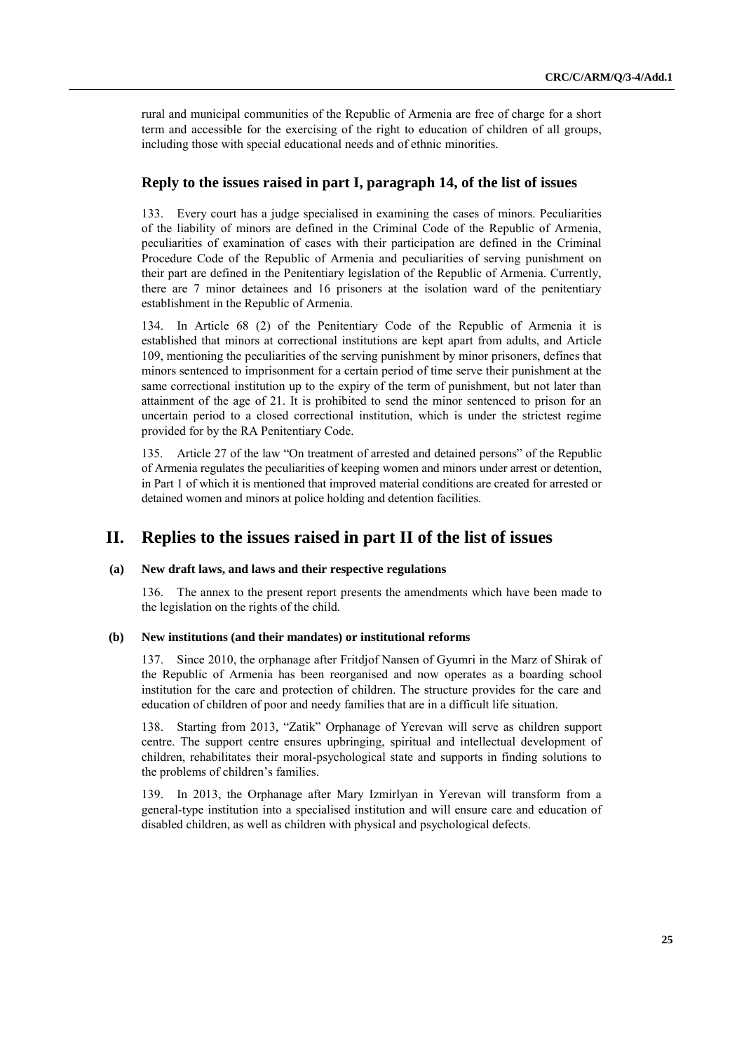rural and municipal communities of the Republic of Armenia are free of charge for a short term and accessible for the exercising of the right to education of children of all groups, including those with special educational needs and of ethnic minorities.

### Reply to the issues raised in part I, paragraph 14, of the list of issues

133. Every court has a judge specialised in examining the cases of minors. Peculiarities of the liability of minors are defined in the Criminal Code of the Republic of Armenia, peculiarities of examination of cases with their participation are defined in the Criminal Procedure Code of the Republic of Armenia and peculiarities of serving punishment on their part are defined in the Penitentiary legislation of the Republic of Armenia. Currently, there are 7 minor detainees and 16 prisoners at the isolation ward of the penitentiary establishment in the Republic of Armenia.

134. In Article 68 (2) of the Penitentiary Code of the Republic of Armenia it is established that minors at correctional institutions are kept apart from adults, and Article 109, mentioning the peculiarities of the serving punishment by minor prisoners, defines that minors sentenced to imprisonment for a certain period of time serve their punishment at the same correctional institution up to the expiry of the term of punishment, but not later than attainment of the age of 21. It is prohibited to send the minor sentenced to prison for an uncertain period to a closed correctional institution, which is under the strictest regime provided for by the RA Penitentiary Code.

135. Article 27 of the law "On treatment of arrested and detained persons" of the Republic of Armenia regulates the peculiarities of keeping women and minors under arrest or detention, in Part 1 of which it is mentioned that improved material conditions are created for arrested or detained women and minors at police holding and detention facilities.

## II. Replies to the issues raised in part II of the list of issues

#### (a) New draft laws, and laws and their respective regulations

136. The annex to the present report presents the amendments which have been made to the legislation on the rights of the child.

#### (b) New institutions (and their mandates) or institutional reforms

137. Since 2010, the orphanage after Fritdjof Nansen of Gyumri in the Marz of Shirak of the Republic of Armenia has been reorganised and now operates as a boarding school institution for the care and protection of children. The structure provides for the care and education of children of poor and needy families that are in a difficult life situation.

138. Starting from 2013, "Zatik" Orphanage of Yerevan will serve as children support centre. The support centre ensures upbringing, spiritual and intellectual development of children, rehabilitates their moral-psychological state and supports in finding solutions to the problems of children's families.

139. In 2013, the Orphanage after Mary Izmirlyan in Yerevan will transform from a general-type institution into a specialised institution and will ensure care and education of disabled children, as well as children with physical and psychological defects.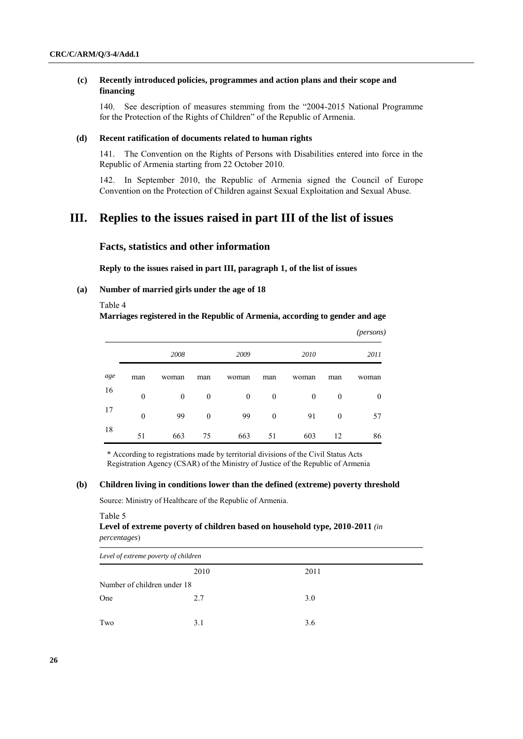### (c) Recently introduced policies, programmes and action plans and their scope and financing

140. See description of measures stemming from the "2004-2015 National Programme for the Protection of the Rights of Children" of the Republic of Armenia.

### (d) Recent ratification of documents related to human rights

141. The Convention on the Rights of Persons with Disabilities entered into force in the Republic of Armenia starting from 22 October 2010.

142. In September 2010, the Republic of Armenia signed the Council of Europe Convention on the Protection of Children against Sexual Exploitation and Sexual Abuse.

# III. Replies to the issues raised in part III of the list of issues

## Facts, statistics and other information

**Reply to the issues raised in part III, paragraph 1, of the list of issues**

### (a) Number of married girls under the age of 18

Table 4

**Marriages registered in the Republic of Armenia, according to gender and age**

*(persons)*

| | *2008* | | *2009* | | *2010* | | *2011* | |
|---|---|---|---|---|---|---|---|---|
| *age* | man | woman | man | woman | man | woman | man | woman |
| 16 | 0 | 0 | 0 | 0 | 0 | 0 | 0 | 0 |
| 17 | 0 | 99 | 0 | 99 | 0 | 91 | 0 | 57 |
| 18 | 51 | 663 | 75 | 663 | 51 | 603 | 12 | 86 |

\* According to registrations made by territorial divisions of the Civil Status Acts Registration Agency (CSAR) of the Ministry of Justice of the Republic of Armenia

### (b) Children living in conditions lower than the defined (extreme) poverty threshold

Source: Ministry of Healthcare of the Republic of Armenia.

Table 5

**Level of extreme poverty of children based on household type, 2010-2011** *(in percentages)*

| *Level of extreme poverty of children* | | |
|---|---|---|
| | 2010 | 2011 |
| Number of children under 18 | | |
| One | 2.7 | 3.0 |
| Two | 3.1 | 3.6 |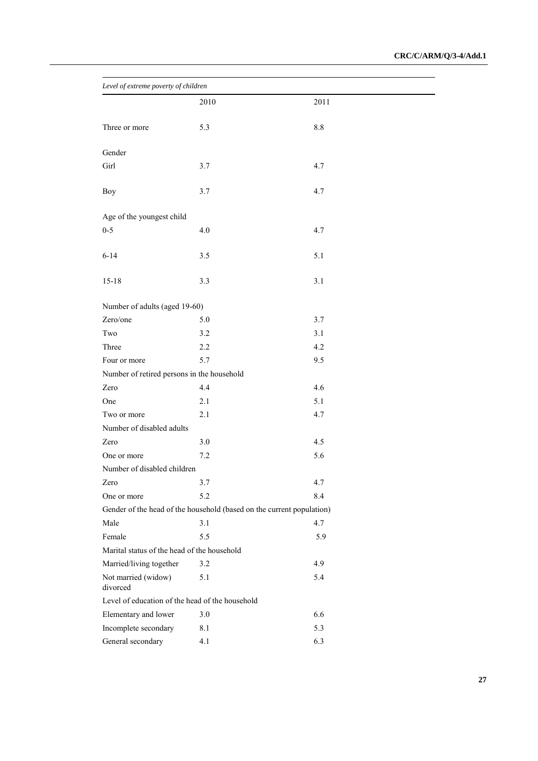*Level of extreme poverty of children*

| | 2010 | 2011 |
|---|---|---|
| Three or more | 5.3 | 8.8 |
| Gender | | |
| Girl | 3.7 | 4.7 |
| Boy | 3.7 | 4.7 |
| Age of the youngest child | | |
| 0-5 | 4.0 | 4.7 |
| 6-14 | 3.5 | 5.1 |
| 15-18 | 3.3 | 3.1 |
| Number of adults (aged 19-60) | | |
| Zero/one | 5.0 | 3.7 |
| Two | 3.2 | 3.1 |
| Three | 2.2 | 4.2 |
| Four or more | 5.7 | 9.5 |
| Number of retired persons in the household | | |
| Zero | 4.4 | 4.6 |
| One | 2.1 | 5.1 |
| Two or more | 2.1 | 4.7 |
| Number of disabled adults | | |
| Zero | 3.0 | 4.5 |
| One or more | 7.2 | 5.6 |
| Number of disabled children | | |
| Zero | 3.7 | 4.7 |
| One or more | 5.2 | 8.4 |
| Gender of the head of the household (based on the current population) | | |
| Male | 3.1 | 4.7 |
| Female | 5.5 | 5.9 |
| Marital status of the head of the household | | |
| Married/living together | 3.2 | 4.9 |
| Not married (widow) divorced | 5.1 | 5.4 |
| Level of education of the head of the household | | |
| Elementary and lower | 3.0 | 6.6 |
| Incomplete secondary | 8.1 | 5.3 |
| General secondary | 4.1 | 6.3 |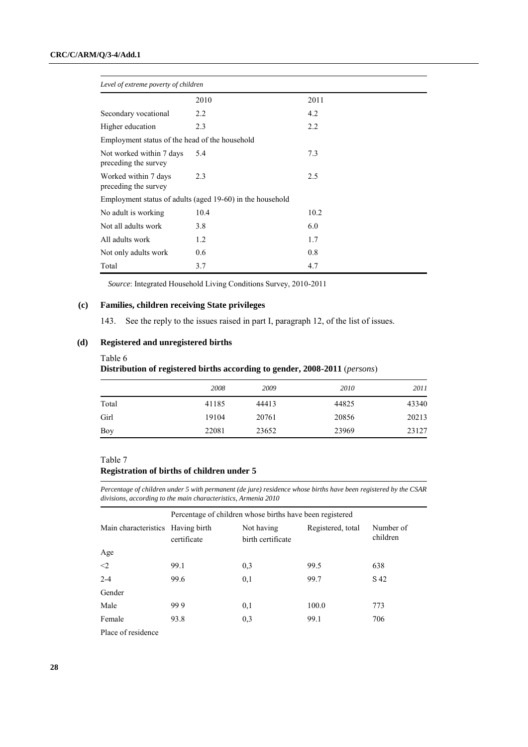| *Level of extreme poverty of children* | | |
|---|---|---|
| | 2010 | 2011 |
| Secondary vocational | 2.2 | 4.2 |
| Higher education | 2.3 | 2.2 |
| Employment status of the head of the household | | |
| Not worked within 7 days preceding the survey | 5.4 | 7.3 |
| Worked within 7 days preceding the survey | 2.3 | 2.5 |
| Employment status of adults (aged 19-60) in the household | | |
| No adult is working | 10.4 | 10.2 |
| Not all adults work | 3.8 | 6.0 |
| All adults work | 1.2 | 1.7 |
| Not only adults work | 0.6 | 0.8 |
| Total | 3.7 | 4.7 |

*Source*: Integrated Household Living Conditions Survey, 2010-2011

### (c) Families, children receiving State privileges

143. See the reply to the issues raised in part I, paragraph 12, of the list of issues.

### (d) Registered and unregistered births

Table 6
**Distribution of registered births according to gender, 2008-2011** (*persons*)

| | *2008* | *2009* | *2010* | *2011* |
|---|---|---|---|---|
| Total | 41185 | 44413 | 44825 | 43340 |
| Girl | 19104 | 20761 | 20856 | 20213 |
| Boy | 22081 | 23652 | 23969 | 23127 |

Table 7
**Registration of births of children under 5**

*Percentage of children under 5 with permanent (de jure) residence whose births have been registered by the CSAR divisions, according to the main characteristics, Armenia 2010*

| | Percentage of children whose births have been registered | | | |
|---|---|---|---|---|
| Main characteristics | Having birth certificate | Not having birth certificate | Registered, total | Number of children |
| Age | | | | |
| <2 | 99.1 | 0,3 | 99.5 | 638 |
| 2-4 | 99.6 | 0,1 | 99.7 | S 42 |
| Gender | | | | |
| Male | 99 9 | 0,1 | 100.0 | 773 |
| Female | 93.8 | 0,3 | 99.1 | 706 |
| Place of residence | | | | |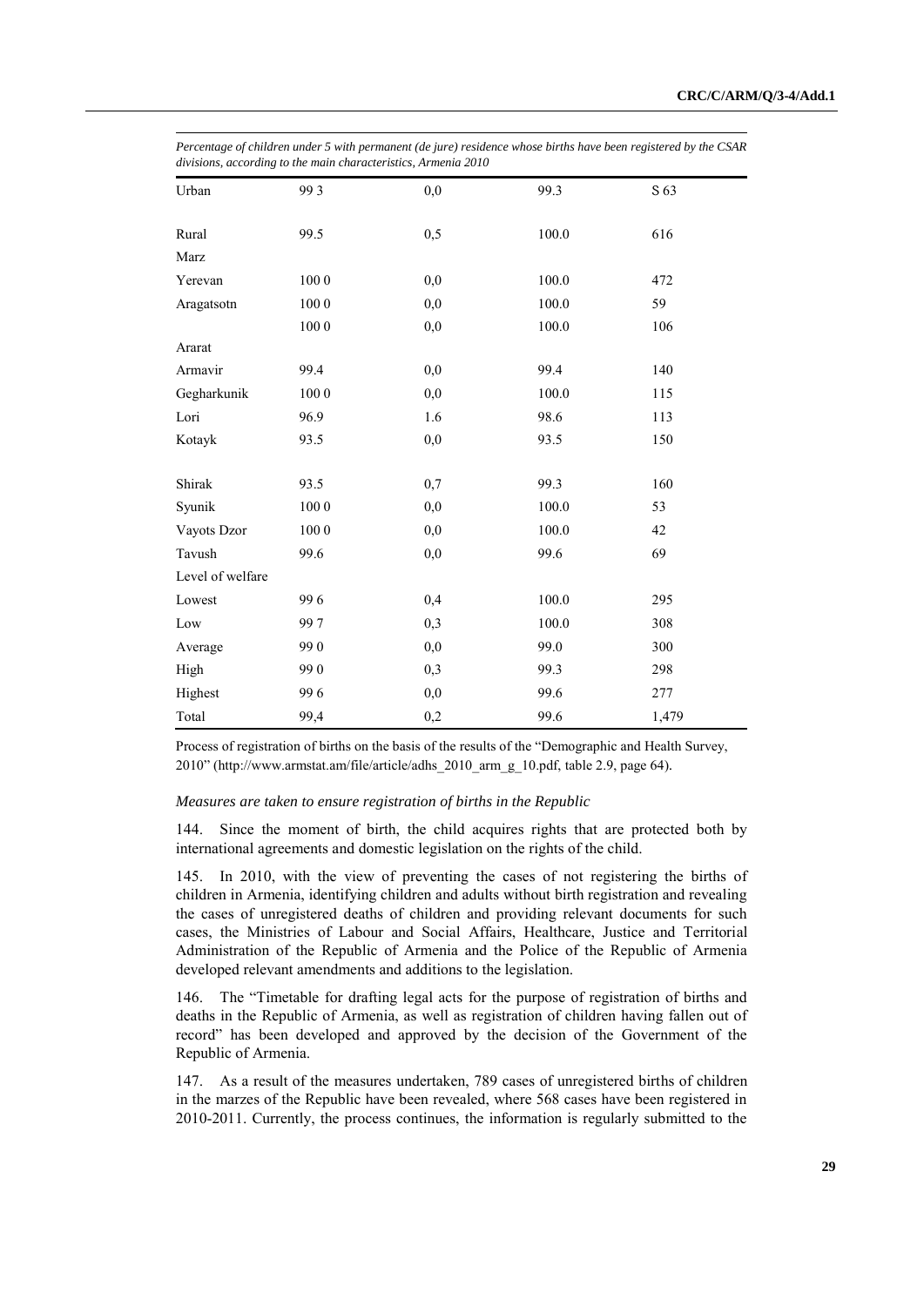*Percentage of children under 5 with permanent (de jure) residence whose births have been registered by the CSAR divisions, according to the main characteristics, Armenia 2010*

| | | | | |
|---|---|---|---|---|
| Urban | 99 3 | 0,0 | 99.3 | S 63 |
| Rural | 99.5 | 0,5 | 100.0 | 616 |
| Marz | | | | |
| Yerevan | 100 0 | 0,0 | 100.0 | 472 |
| Aragatsotn | 100 0 | 0,0 | 100.0 | 59 |
| | 100 0 | 0,0 | 100.0 | 106 |
| Ararat | | | | |
| Armavir | 99.4 | 0,0 | 99.4 | 140 |
| Gegharkunik | 100 0 | 0,0 | 100.0 | 115 |
| Lori | 96.9 | 1.6 | 98.6 | 113 |
| Kotayk | 93.5 | 0,0 | 93.5 | 150 |
| Shirak | 93.5 | 0,7 | 99.3 | 160 |
| Syunik | 100 0 | 0,0 | 100.0 | 53 |
| Vayots Dzor | 100 0 | 0,0 | 100.0 | 42 |
| Tavush | 99.6 | 0,0 | 99.6 | 69 |
| Level of welfare | | | | |
| Lowest | 99 6 | 0,4 | 100.0 | 295 |
| Low | 99 7 | 0,3 | 100.0 | 308 |
| Average | 99 0 | 0,0 | 99.0 | 300 |
| High | 99 0 | 0,3 | 99.3 | 298 |
| Highest | 99 6 | 0,0 | 99.6 | 277 |
| Total | 99,4 | 0,2 | 99.6 | 1,479 |

Process of registration of births on the basis of the results of the "Demographic and Health Survey, 2010" (http://www.armstat.am/file/article/adhs_2010_arm_g_10.pdf, table 2.9, page 64).

*Measures are taken to ensure registration of births in the Republic*

144. Since the moment of birth, the child acquires rights that are protected both by international agreements and domestic legislation on the rights of the child.

145. In 2010, with the view of preventing the cases of not registering the births of children in Armenia, identifying children and adults without birth registration and revealing the cases of unregistered deaths of children and providing relevant documents for such cases, the Ministries of Labour and Social Affairs, Healthcare, Justice and Territorial Administration of the Republic of Armenia and the Police of the Republic of Armenia developed relevant amendments and additions to the legislation.

146. The "Timetable for drafting legal acts for the purpose of registration of births and deaths in the Republic of Armenia, as well as registration of children having fallen out of record" has been developed and approved by the decision of the Government of the Republic of Armenia.

147. As a result of the measures undertaken, 789 cases of unregistered births of children in the marzes of the Republic have been revealed, where 568 cases have been registered in 2010-2011. Currently, the process continues, the information is regularly submitted to the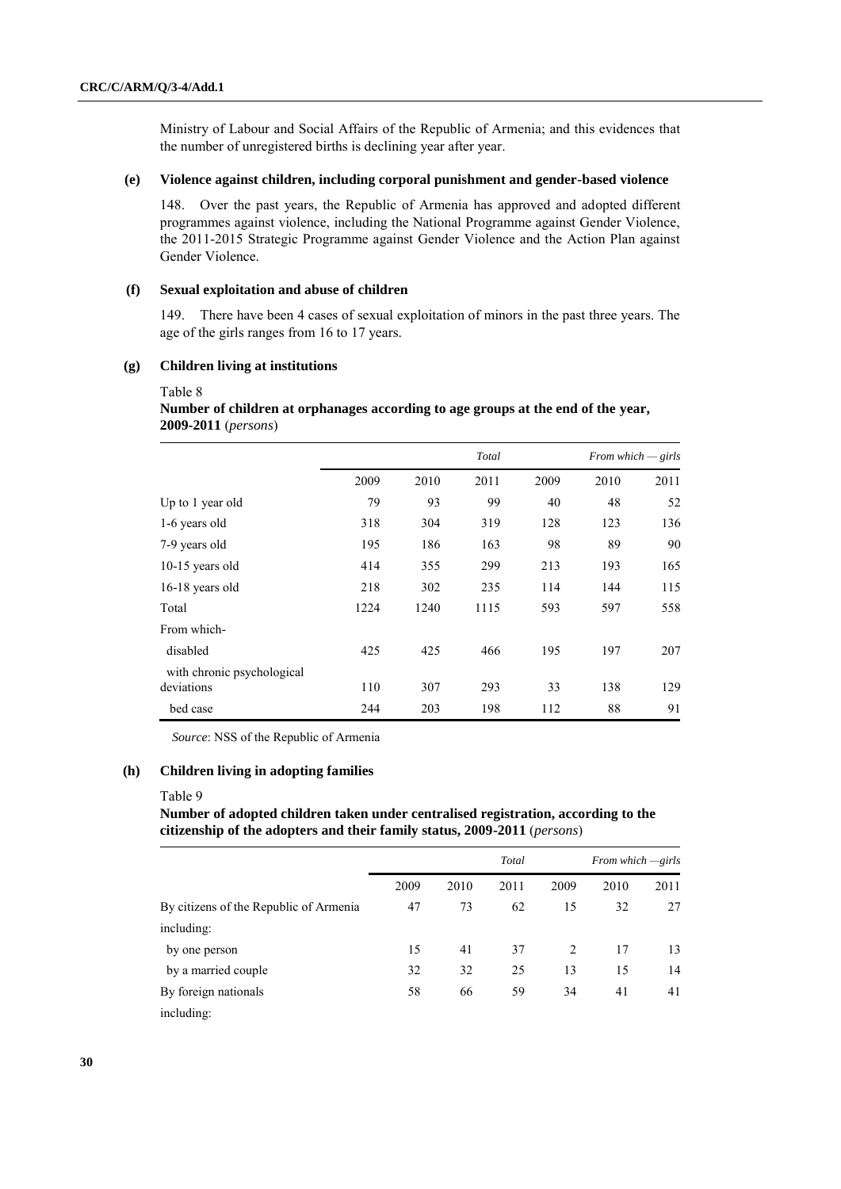Ministry of Labour and Social Affairs of the Republic of Armenia; and this evidences that the number of unregistered births is declining year after year.

### (e) Violence against children, including corporal punishment and gender-based violence

148. Over the past years, the Republic of Armenia has approved and adopted different programmes against violence, including the National Programme against Gender Violence, the 2011-2015 Strategic Programme against Gender Violence and the Action Plan against Gender Violence.

### (f) Sexual exploitation and abuse of children

149. There have been 4 cases of sexual exploitation of minors in the past three years. The age of the girls ranges from 16 to 17 years.

### (g) Children living at institutions

Table 8

**Number of children at orphanages according to age groups at the end of the year, 2009-2011** (*persons*)

| | *Total* | | | *From which — girls* | | |
|---|---|---|---|---|---|---|
| | 2009 | 2010 | 2011 | 2009 | 2010 | 2011 |
| Up to 1 year old | 79 | 93 | 99 | 40 | 48 | 52 |
| 1-6 years old | 318 | 304 | 319 | 128 | 123 | 136 |
| 7-9 years old | 195 | 186 | 163 | 98 | 89 | 90 |
| 10-15 years old | 414 | 355 | 299 | 213 | 193 | 165 |
| 16-18 years old | 218 | 302 | 235 | 114 | 144 | 115 |
| Total | 1224 | 1240 | 1115 | 593 | 597 | 558 |
| From which- | | | | | | |
| disabled | 425 | 425 | 466 | 195 | 197 | 207 |
| with chronic psychological deviations | 110 | 307 | 293 | 33 | 138 | 129 |
| bed case | 244 | 203 | 198 | 112 | 88 | 91 |

*Source*: NSS of the Republic of Armenia

### (h) Children living in adopting families

Table 9

**Number of adopted children taken under centralised registration, according to the citizenship of the adopters and their family status, 2009-2011** (*persons*)

| | *Total* | | | *From which —girls* | | |
|---|---|---|---|---|---|---|
| | 2009 | 2010 | 2011 | 2009 | 2010 | 2011 |
| By citizens of the Republic of Armenia | 47 | 73 | 62 | 15 | 32 | 27 |
| including: | | | | | | |
| by one person | 15 | 41 | 37 | 2 | 17 | 13 |
| by a married couple | 32 | 32 | 25 | 13 | 15 | 14 |
| By foreign nationals | 58 | 66 | 59 | 34 | 41 | 41 |
| including: | | | | | | |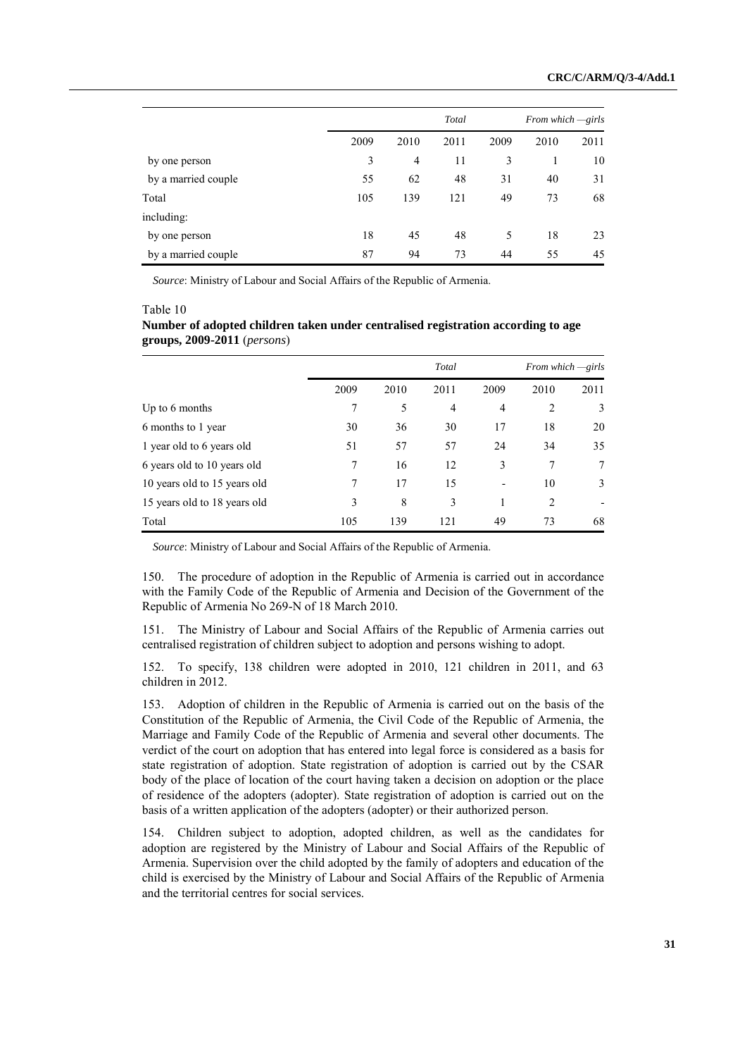| | Total | | | From which —girls | | |
|---|---|---|---|---|---|---|
| | 2009 | 2010 | 2011 | 2009 | 2010 | 2011 |
| by one person | 3 | 4 | 11 | 3 | 1 | 10 |
| by a married couple | 55 | 62 | 48 | 31 | 40 | 31 |
| Total | 105 | 139 | 121 | 49 | 73 | 68 |
| including: | | | | | | |
| by one person | 18 | 45 | 48 | 5 | 18 | 23 |
| by a married couple | 87 | 94 | 73 | 44 | 55 | 45 |

*Source*: Ministry of Labour and Social Affairs of the Republic of Armenia.

Table 10

**Number of adopted children taken under centralised registration according to age groups, 2009-2011** (*persons*)

| | Total | | | From which —girls | | |
|---|---|---|---|---|---|---|
| | 2009 | 2010 | 2011 | 2009 | 2010 | 2011 |
| Up to 6 months | 7 | 5 | 4 | 4 | 2 | 3 |
| 6 months to 1 year | 30 | 36 | 30 | 17 | 18 | 20 |
| 1 year old to 6 years old | 51 | 57 | 57 | 24 | 34 | 35 |
| 6 years old to 10 years old | 7 | 16 | 12 | 3 | 7 | 7 |
| 10 years old to 15 years old | 7 | 17 | 15 | - | 10 | 3 |
| 15 years old to 18 years old | 3 | 8 | 3 | 1 | 2 | - |
| Total | 105 | 139 | 121 | 49 | 73 | 68 |

*Source*: Ministry of Labour and Social Affairs of the Republic of Armenia.

150. The procedure of adoption in the Republic of Armenia is carried out in accordance with the Family Code of the Republic of Armenia and Decision of the Government of the Republic of Armenia No 269-N of 18 March 2010.

151. The Ministry of Labour and Social Affairs of the Republic of Armenia carries out centralised registration of children subject to adoption and persons wishing to adopt.

152. To specify, 138 children were adopted in 2010, 121 children in 2011, and 63 children in 2012.

153. Adoption of children in the Republic of Armenia is carried out on the basis of the Constitution of the Republic of Armenia, the Civil Code of the Republic of Armenia, the Marriage and Family Code of the Republic of Armenia and several other documents. The verdict of the court on adoption that has entered into legal force is considered as a basis for state registration of adoption. State registration of adoption is carried out by the CSAR body of the place of location of the court having taken a decision on adoption or the place of residence of the adopters (adopter). State registration of adoption is carried out on the basis of a written application of the adopters (adopter) or their authorized person.

154. Children subject to adoption, adopted children, as well as the candidates for adoption are registered by the Ministry of Labour and Social Affairs of the Republic of Armenia. Supervision over the child adopted by the family of adopters and education of the child is exercised by the Ministry of Labour and Social Affairs of the Republic of Armenia and the territorial centres for social services.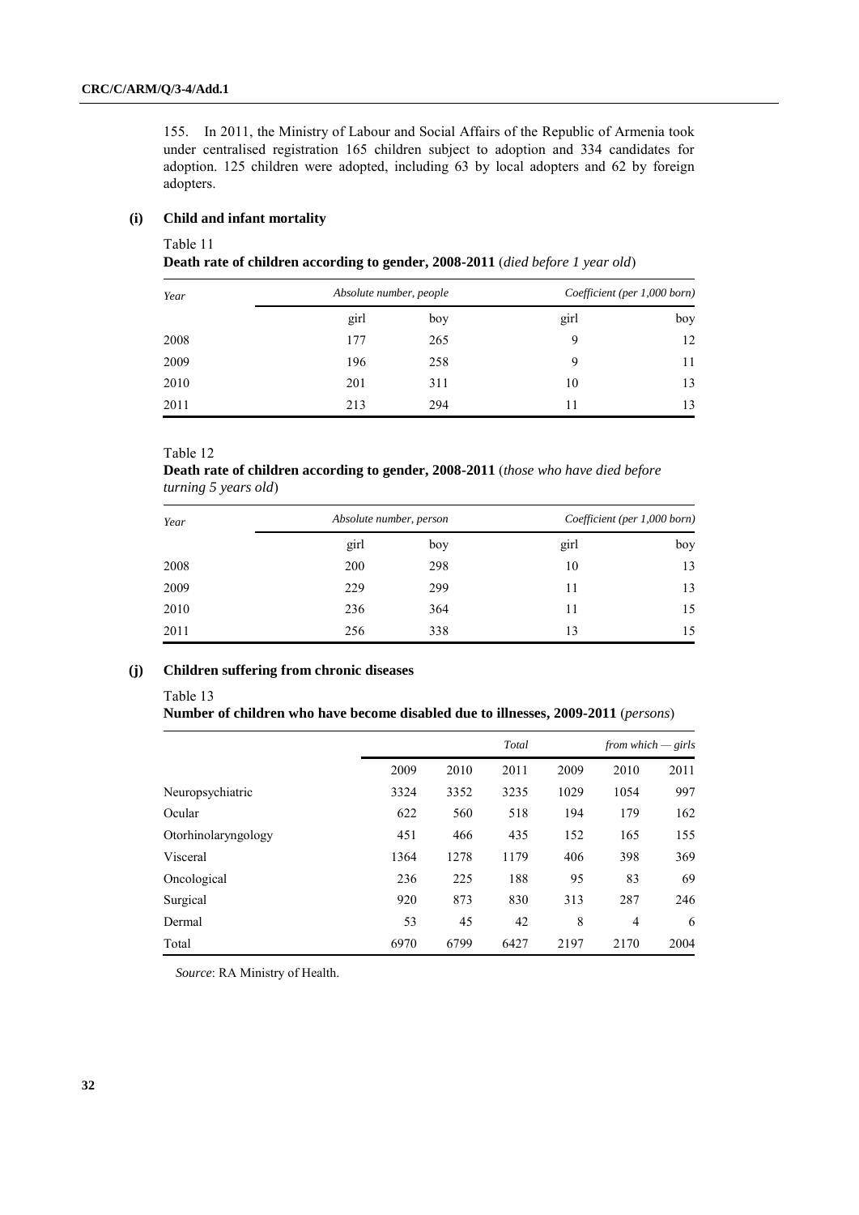155. In 2011, the Ministry of Labour and Social Affairs of the Republic of Armenia took under centralised registration 165 children subject to adoption and 334 candidates for adoption. 125 children were adopted, including 63 by local adopters and 62 by foreign adopters.

### (i) Child and infant mortality

Table 11
**Death rate of children according to gender, 2008-2011** (*died before 1 year old*)

| *Year* | *Absolute number, people* | | *Coefficient (per 1,000 born)* | |
|---|---|---|---|---|
| | girl | boy | girl | boy |
| 2008 | 177 | 265 | 9 | 12 |
| 2009 | 196 | 258 | 9 | 11 |
| 2010 | 201 | 311 | 10 | 13 |
| 2011 | 213 | 294 | 11 | 13 |

Table 12
**Death rate of children according to gender, 2008-2011** (*those who have died before turning 5 years old*)

| *Year* | *Absolute number, person* | | *Coefficient (per 1,000 born)* | |
|---|---|---|---|---|
| | girl | boy | girl | boy |
| 2008 | 200 | 298 | 10 | 13 |
| 2009 | 229 | 299 | 11 | 13 |
| 2010 | 236 | 364 | 11 | 15 |
| 2011 | 256 | 338 | 13 | 15 |

### (j) Children suffering from chronic diseases

Table 13
**Number of children who have become disabled due to illnesses, 2009-2011** (*persons*)

| | *Total* | | | *from which — girls* | | |
|---|---|---|---|---|---|---|
| | 2009 | 2010 | 2011 | 2009 | 2010 | 2011 |
| Neuropsychiatric | 3324 | 3352 | 3235 | 1029 | 1054 | 997 |
| Ocular | 622 | 560 | 518 | 194 | 179 | 162 |
| Otorhinolaryngology | 451 | 466 | 435 | 152 | 165 | 155 |
| Visceral | 1364 | 1278 | 1179 | 406 | 398 | 369 |
| Oncological | 236 | 225 | 188 | 95 | 83 | 69 |
| Surgical | 920 | 873 | 830 | 313 | 287 | 246 |
| Dermal | 53 | 45 | 42 | 8 | 4 | 6 |
| Total | 6970 | 6799 | 6427 | 2197 | 2170 | 2004 |

*Source*: RA Ministry of Health.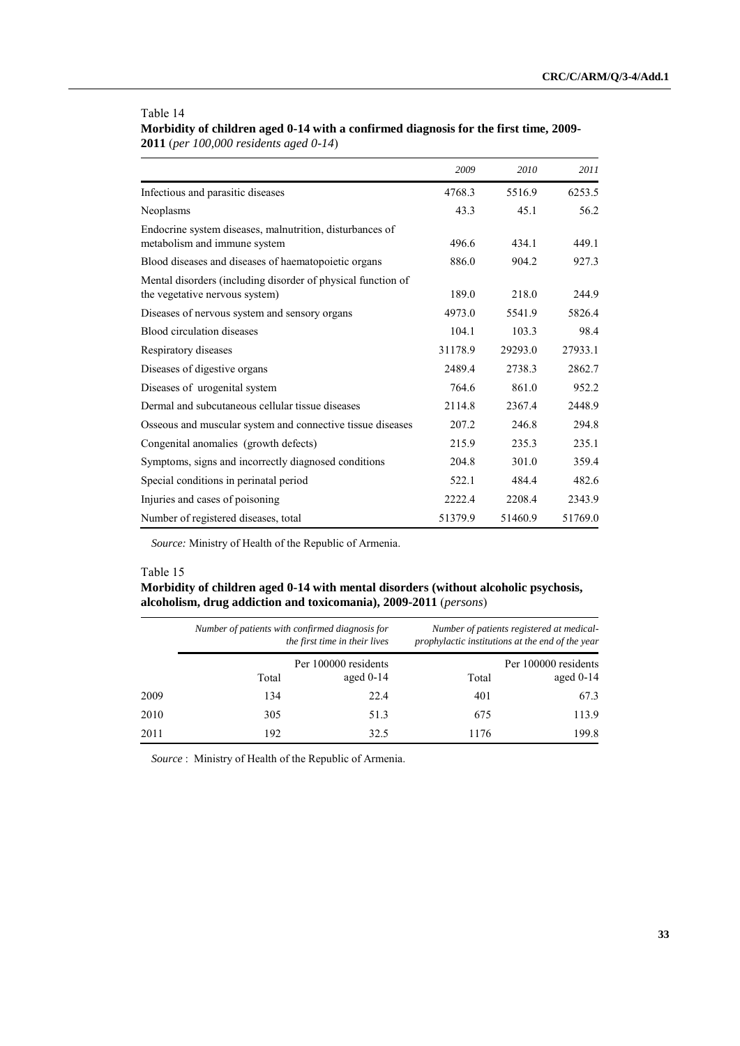Table 14

**Morbidity of children aged 0-14 with a confirmed diagnosis for the first time, 2009-2011** (*per 100,000 residents aged 0-14*)

| | *2009* | *2010* | *2011* |
|---|---|---|---|
| Infectious and parasitic diseases | 4768.3 | 5516.9 | 6253.5 |
| Neoplasms | 43.3 | 45.1 | 56.2 |
| Endocrine system diseases, malnutrition, disturbances of metabolism and immune system | 496.6 | 434.1 | 449.1 |
| Blood diseases and diseases of haematopoietic organs | 886.0 | 904.2 | 927.3 |
| Mental disorders (including disorder of physical function of the vegetative nervous system) | 189.0 | 218.0 | 244.9 |
| Diseases of nervous system and sensory organs | 4973.0 | 5541.9 | 5826.4 |
| Blood circulation diseases | 104.1 | 103.3 | 98.4 |
| Respiratory diseases | 31178.9 | 29293.0 | 27933.1 |
| Diseases of digestive organs | 2489.4 | 2738.3 | 2862.7 |
| Diseases of urogenital system | 764.6 | 861.0 | 952.2 |
| Dermal and subcutaneous cellular tissue diseases | 2114.8 | 2367.4 | 2448.9 |
| Osseous and muscular system and connective tissue diseases | 207.2 | 246.8 | 294.8 |
| Congenital anomalies (growth defects) | 215.9 | 235.3 | 235.1 |
| Symptoms, signs and incorrectly diagnosed conditions | 204.8 | 301.0 | 359.4 |
| Special conditions in perinatal period | 522.1 | 484.4 | 482.6 |
| Injuries and cases of poisoning | 2222.4 | 2208.4 | 2343.9 |
| Number of registered diseases, total | 51379.9 | 51460.9 | 51769.0 |

*Source:* Ministry of Health of the Republic of Armenia.

Table 15

**Morbidity of children aged 0-14 with mental disorders (without alcoholic psychosis, alcoholism, drug addiction and toxicomania), 2009-2011** (*persons*)

| | *Number of patients with confirmed diagnosis for the first time in their lives* | | *Number of patients registered at medical-prophylactic institutions at the end of the year* | |
|---|---|---|---|---|
| | Total | Per 100000 residents aged 0-14 | Total | Per 100000 residents aged 0-14 |
| 2009 | 134 | 22.4 | 401 | 67.3 |
| 2010 | 305 | 51.3 | 675 | 113.9 |
| 2011 | 192 | 32.5 | 1176 | 199.8 |

*Source* : Ministry of Health of the Republic of Armenia.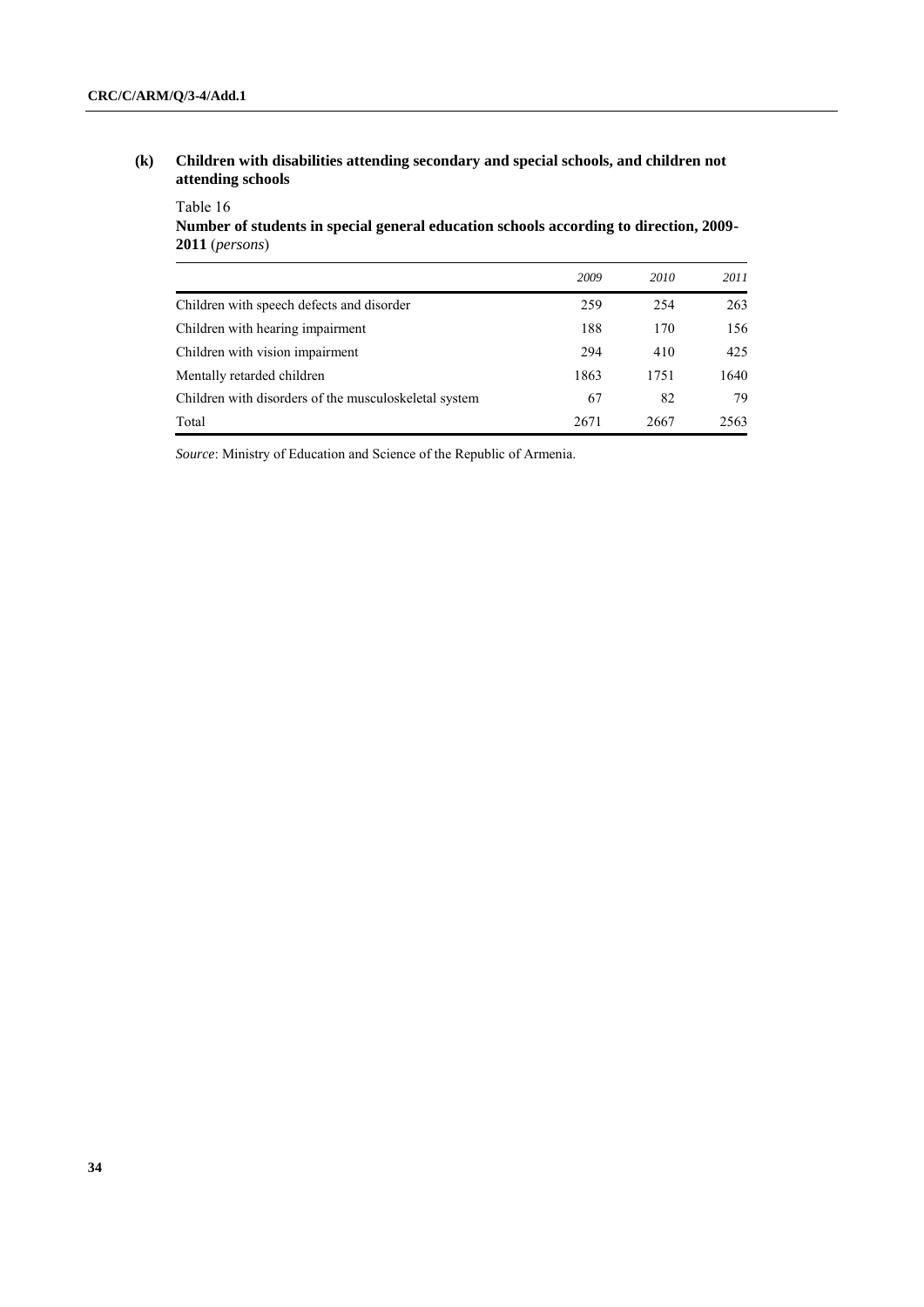### (k) Children with disabilities attending secondary and special schools, and children not attending schools

Table 16

**Number of students in special general education schools according to direction, 2009-2011** (*persons*)

| | *2009* | *2010* | *2011* |
|---|---|---|---|
| Children with speech defects and disorder | 259 | 254 | 263 |
| Children with hearing impairment | 188 | 170 | 156 |
| Children with vision impairment | 294 | 410 | 425 |
| Mentally retarded children | 1863 | 1751 | 1640 |
| Children with disorders of the musculoskeletal system | 67 | 82 | 79 |
| Total | 2671 | 2667 | 2563 |

*Source*: Ministry of Education and Science of the Republic of Armenia.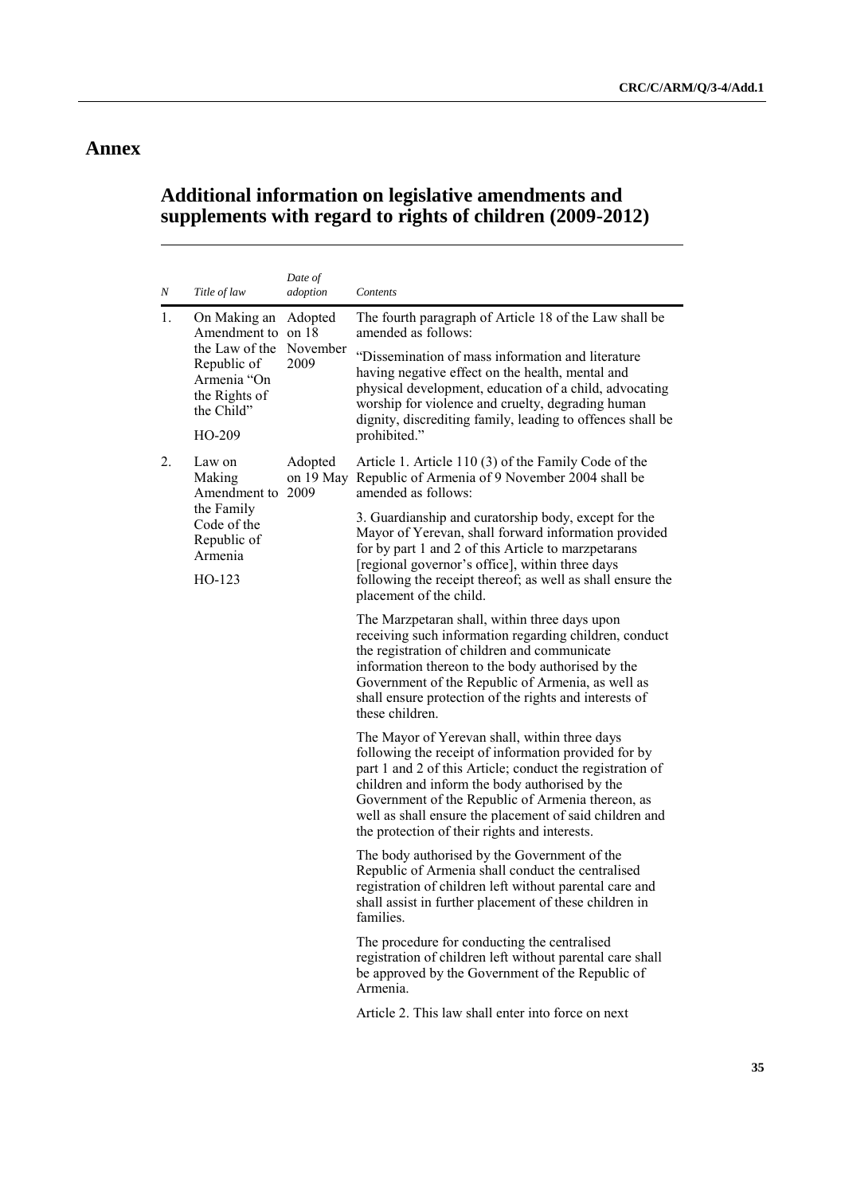# Annex

## Additional information on legislative amendments and supplements with regard to rights of children (2009-2012)

| *N* | *Title of law* | *Date of adoption* | *Contents* |
|---|---|---|---|
| 1. | On Making an Amendment to the Law of the Republic of Armenia "On the Rights of the Child"<br><br>HO-209 | Adopted on 18 November 2009 | The fourth paragraph of Article 18 of the Law shall be amended as follows:<br><br>"Dissemination of mass information and literature having negative effect on the health, mental and physical development, education of a child, advocating worship for violence and cruelty, degrading human dignity, discrediting family, leading to offences shall be prohibited." |
| 2. | Law on Making Amendment to the Family Code of the Republic of Armenia<br><br>HO-123 | Adopted on 19 May 2009 | Article 1. Article 110 (3) of the Family Code of the Republic of Armenia of 9 November 2004 shall be amended as follows:<br><br>3. Guardianship and curatorship body, except for the Mayor of Yerevan, shall forward information provided for by part 1 and 2 of this Article to marzpetarans [regional governor's office], within three days following the receipt thereof; as well as shall ensure the placement of the child.<br><br>The Marzpetaran shall, within three days upon receiving such information regarding children, conduct the registration of children and communicate information thereon to the body authorised by the Government of the Republic of Armenia, as well as shall ensure protection of the rights and interests of these children.<br><br>The Mayor of Yerevan shall, within three days following the receipt of information provided for by part 1 and 2 of this Article; conduct the registration of children and inform the body authorised by the Government of the Republic of Armenia thereon, as well as shall ensure the placement of said children and the protection of their rights and interests.<br><br>The body authorised by the Government of the Republic of Armenia shall conduct the centralised registration of children left without parental care and shall assist in further placement of these children in families.<br><br>The procedure for conducting the centralised registration of children left without parental care shall be approved by the Government of the Republic of Armenia.<br><br>Article 2. This law shall enter into force on next |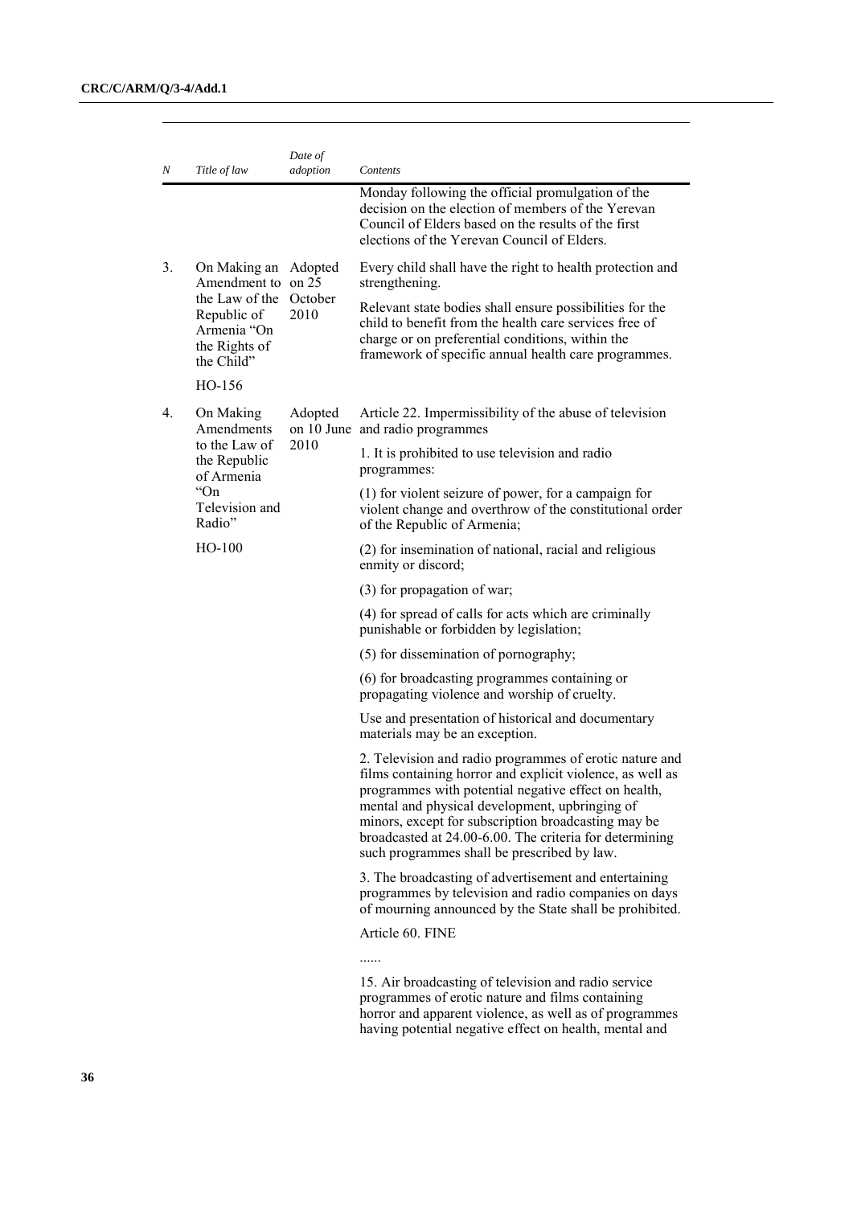| N | Title of law | Date of adoption | Contents |
|---|---|---|---|
| | | | Monday following the official promulgation of the decision on the election of members of the Yerevan Council of Elders based on the results of the first elections of the Yerevan Council of Elders. |
| 3. | On Making an Amendment to the Law of the Republic of Armenia "On the Rights of the Child"<br><br>HO-156 | Adopted on 25 October 2010 | Every child shall have the right to health protection and strengthening.<br><br>Relevant state bodies shall ensure possibilities for the child to benefit from the health care services free of charge or on preferential conditions, within the framework of specific annual health care programmes. |
| 4. | On Making Amendments to the Law of the Republic of Armenia "On Television and Radio"<br><br>HO-100 | Adopted on 10 June 2010 | Article 22. Impermissibility of the abuse of television and radio programmes<br><br>1. It is prohibited to use television and radio programmes:<br><br>(1) for violent seizure of power, for a campaign for violent change and overthrow of the constitutional order of the Republic of Armenia;<br><br>(2) for insemination of national, racial and religious enmity or discord;<br><br>(3) for propagation of war;<br><br>(4) for spread of calls for acts which are criminally punishable or forbidden by legislation;<br><br>(5) for dissemination of pornography;<br><br>(6) for broadcasting programmes containing or propagating violence and worship of cruelty.<br><br>Use and presentation of historical and documentary materials may be an exception.<br><br>2. Television and radio programmes of erotic nature and films containing horror and explicit violence, as well as programmes with potential negative effect on health, mental and physical development, upbringing of minors, except for subscription broadcasting may be broadcasted at 24.00-6.00. The criteria for determining such programmes shall be prescribed by law.<br><br>3. The broadcasting of advertisement and entertaining programmes by television and radio companies on days of mourning announced by the State shall be prohibited.<br><br>Article 60. FINE<br><br>......<br><br>15. Air broadcasting of television and radio service programmes of erotic nature and films containing horror and apparent violence, as well as of programmes having potential negative effect on health, mental and |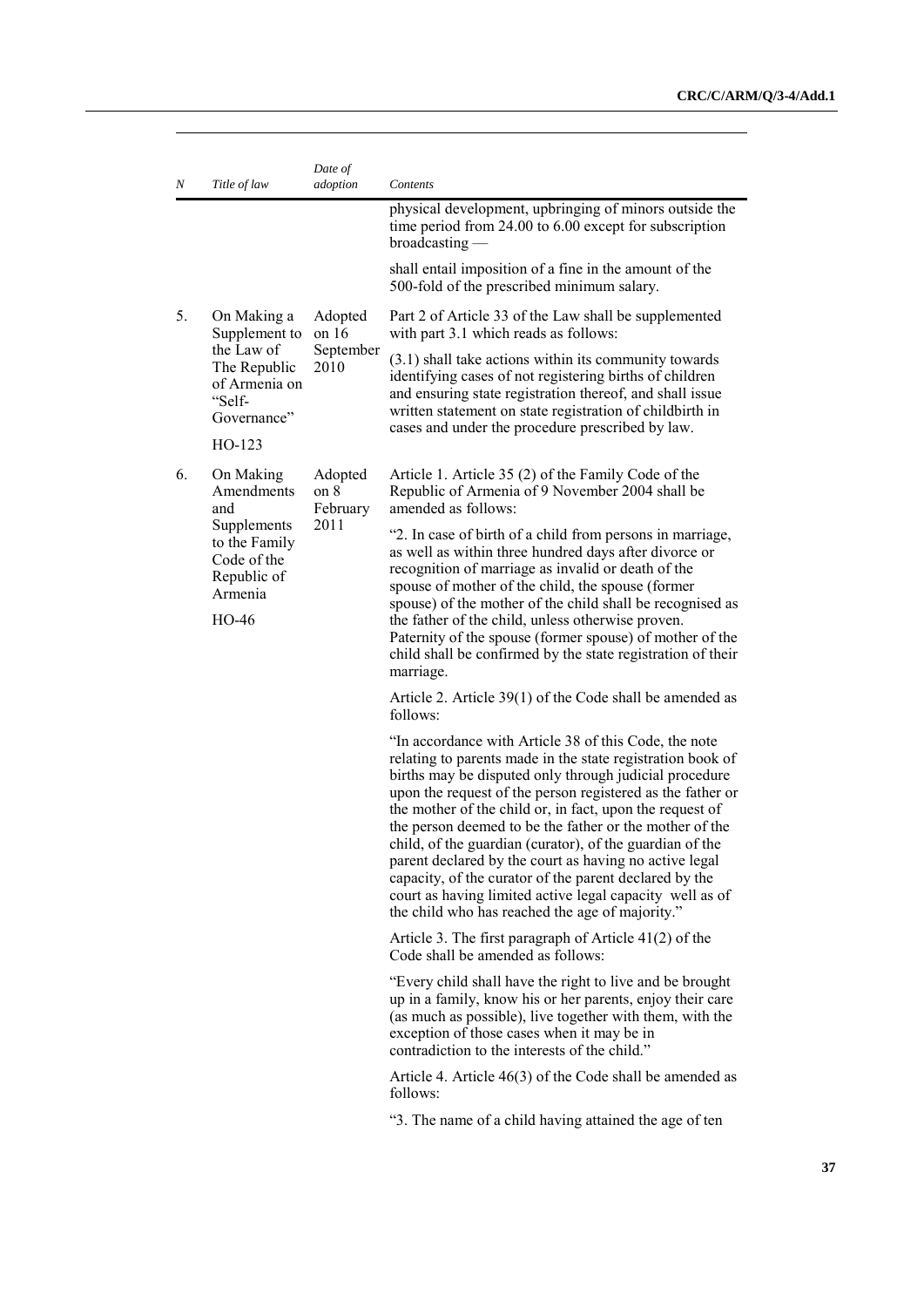| N | Title of law | Date of adoption | Contents |
|---|---|---|---|
| | | | physical development, upbringing of minors outside the time period from 24.00 to 6.00 except for subscription broadcasting —<br><br>shall entail imposition of a fine in the amount of the 500-fold of the prescribed minimum salary. |
| 5. | On Making a Supplement to the Law of The Republic of Armenia on "Self-Governance"<br><br>HO-123 | Adopted on 16 September 2010 | Part 2 of Article 33 of the Law shall be supplemented with part 3.1 which reads as follows:<br><br>(3.1) shall take actions within its community towards identifying cases of not registering births of children and ensuring state registration thereof, and shall issue written statement on state registration of childbirth in cases and under the procedure prescribed by law. |
| 6. | On Making Amendments and Supplements to the Family Code of the Republic of Armenia<br><br>HO-46 | Adopted on 8 February 2011 | Article 1. Article 35 (2) of the Family Code of the Republic of Armenia of 9 November 2004 shall be amended as follows:<br><br>"2. In case of birth of a child from persons in marriage, as well as within three hundred days after divorce or recognition of marriage as invalid or death of the spouse of mother of the child, the spouse (former spouse) of the mother of the child shall be recognised as the father of the child, unless otherwise proven. Paternity of the spouse (former spouse) of mother of the child shall be confirmed by the state registration of their marriage.<br><br>Article 2. Article 39(1) of the Code shall be amended as follows:<br><br>"In accordance with Article 38 of this Code, the note relating to parents made in the state registration book of births may be disputed only through judicial procedure upon the request of the person registered as the father or the mother of the child or, in fact, upon the request of the person deemed to be the father or the mother of the child, of the guardian (curator), of the guardian of the parent declared by the court as having no active legal capacity, of the curator of the parent declared by the court as having limited active legal capacity well as of the child who has reached the age of majority."<br><br>Article 3. The first paragraph of Article 41(2) of the Code shall be amended as follows:<br><br>"Every child shall have the right to live and be brought up in a family, know his or her parents, enjoy their care (as much as possible), live together with them, with the exception of those cases when it may be in contradiction to the interests of the child."<br><br>Article 4. Article 46(3) of the Code shall be amended as follows:<br><br>"3. The name of a child having attained the age of ten |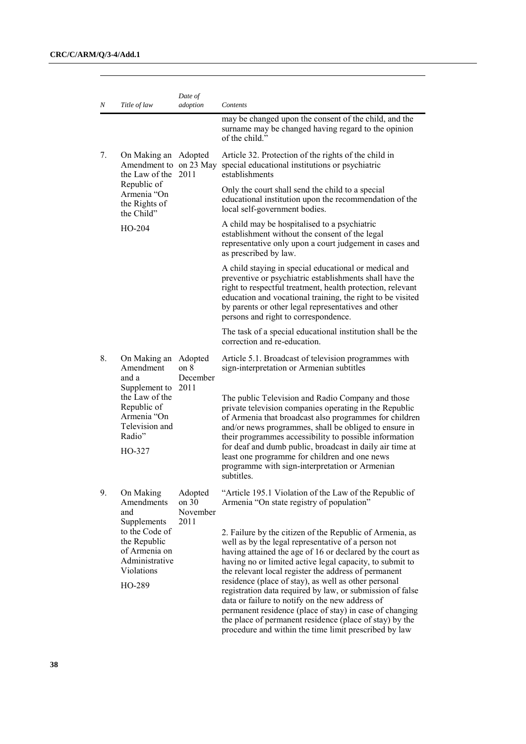| N | Title of law | Date of adoption | Contents |
|---|---|---|---|
| | | | may be changed upon the consent of the child, and the surname may be changed having regard to the opinion of the child." |
| 7. | On Making an Amendment to the Law of the Republic of Armenia "On the Rights of the Child" HO-204 | Adopted on 23 May 2011 | Article 32. Protection of the rights of the child in special educational institutions or psychiatric establishments<br><br>Only the court shall send the child to a special educational institution upon the recommendation of the local self-government bodies.<br><br>A child may be hospitalised to a psychiatric establishment without the consent of the legal representative only upon a court judgement in cases and as prescribed by law.<br><br>A child staying in special educational or medical and preventive or psychiatric establishments shall have the right to respectful treatment, health protection, relevant education and vocational training, the right to be visited by parents or other legal representatives and other persons and right to correspondence.<br><br>The task of a special educational institution shall be the correction and re-education. |
| 8. | On Making an Amendment and a Supplement to the Law of the Republic of Armenia "On Television and Radio" HO-327 | Adopted on 8 December 2011 | Article 5.1. Broadcast of television programmes with sign-interpretation or Armenian subtitles<br><br>The public Television and Radio Company and those private television companies operating in the Republic of Armenia that broadcast also programmes for children and/or news programmes, shall be obliged to ensure in their programmes accessibility to possible information for deaf and dumb public, broadcast in daily air time at least one programme for children and one news programme with sign-interpretation or Armenian subtitles. |
| 9. | On Making Amendments and Supplements to the Code of the Republic of Armenia on Administrative Violations HO-289 | Adopted on 30 November 2011 | "Article 195.1 Violation of the Law of the Republic of Armenia "On state registry of population"<br><br>2. Failure by the citizen of the Republic of Armenia, as well as by the legal representative of a person not having attained the age of 16 or declared by the court as having no or limited active legal capacity, to submit to the relevant local register the address of permanent residence (place of stay), as well as other personal registration data required by law, or submission of false data or failure to notify on the new address of permanent residence (place of stay) in case of changing the place of permanent residence (place of stay) by the procedure and within the time limit prescribed by law |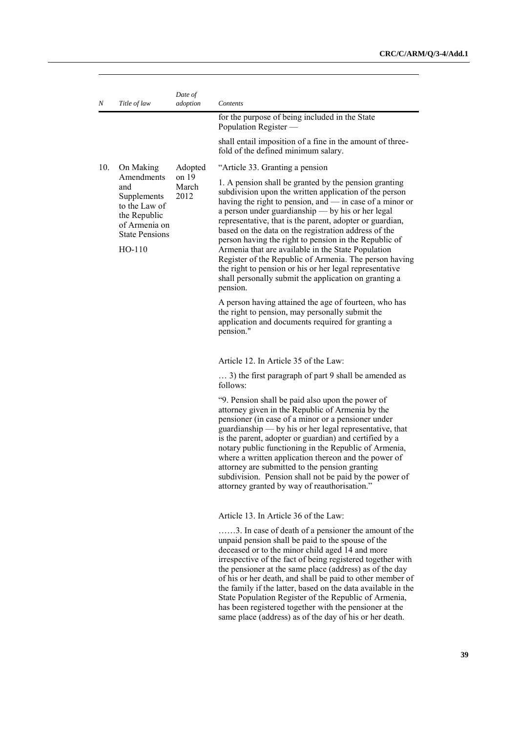| N | Title of law | Date of adoption | Contents |
|---|---|---|---|
| | | | for the purpose of being included in the State Population Register — <br><br> shall entail imposition of a fine in the amount of three-fold of the defined minimum salary. |
| 10. | On Making Amendments and Supplements to the Law of the Republic of Armenia on State Pensions <br><br> HO-110 | Adopted on 19 March 2012 | "Article 33. Granting a pension <br><br> 1. A pension shall be granted by the pension granting subdivision upon the written application of the person having the right to pension, and — in case of a minor or a person under guardianship — by his or her legal representative, that is the parent, adopter or guardian, based on the data on the registration address of the person having the right to pension in the Republic of Armenia that are available in the State Population Register of the Republic of Armenia. The person having the right to pension or his or her legal representative shall personally submit the application on granting a pension. <br><br> A person having attained the age of fourteen, who has the right to pension, may personally submit the application and documents required for granting a pension." <br><br> Article 12. In Article 35 of the Law: <br><br> … 3) the first paragraph of part 9 shall be amended as follows: <br><br> "9. Pension shall be paid also upon the power of attorney given in the Republic of Armenia by the pensioner (in case of a minor or a pensioner under guardianship — by his or her legal representative, that is the parent, adopter or guardian) and certified by a notary public functioning in the Republic of Armenia, where a written application thereon and the power of attorney are submitted to the pension granting subdivision. Pension shall not be paid by the power of attorney granted by way of reauthorisation." <br><br> Article 13. In Article 36 of the Law: <br><br> ……3. In case of death of a pensioner the amount of the unpaid pension shall be paid to the spouse of the deceased or to the minor child aged 14 and more irrespective of the fact of being registered together with the pensioner at the same place (address) as of the day of his or her death, and shall be paid to other member of the family if the latter, based on the data available in the State Population Register of the Republic of Armenia, has been registered together with the pensioner at the same place (address) as of the day of his or her death. |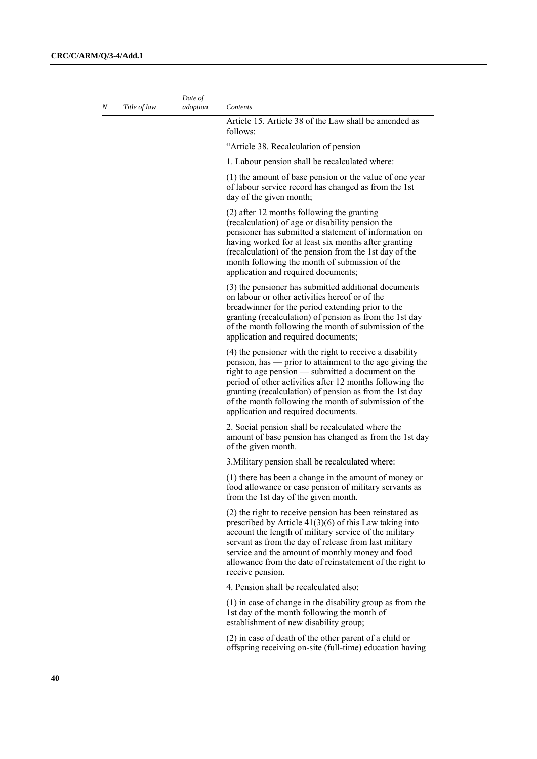| N | Title of law | Date of adoption | Contents |
|---|---|---|---|
| | | | Article 15. Article 38 of the Law shall be amended as follows:<br><br>"Article 38. Recalculation of pension<br><br>1. Labour pension shall be recalculated where:<br><br>(1) the amount of base pension or the value of one year of labour service record has changed as from the 1st day of the given month;<br><br>(2) after 12 months following the granting (recalculation) of age or disability pension the pensioner has submitted a statement of information on having worked for at least six months after granting (recalculation) of the pension from the 1st day of the month following the month of submission of the application and required documents;<br><br>(3) the pensioner has submitted additional documents on labour or other activities hereof or of the breadwinner for the period extending prior to the granting (recalculation) of pension as from the 1st day of the month following the month of submission of the application and required documents;<br><br>(4) the pensioner with the right to receive a disability pension, has — prior to attainment to the age giving the right to age pension — submitted a document on the period of other activities after 12 months following the granting (recalculation) of pension as from the 1st day of the month following the month of submission of the application and required documents.<br><br>2. Social pension shall be recalculated where the amount of base pension has changed as from the 1st day of the given month.<br><br>3.Military pension shall be recalculated where:<br><br>(1) there has been a change in the amount of money or food allowance or case pension of military servants as from the 1st day of the given month.<br><br>(2) the right to receive pension has been reinstated as prescribed by Article 41(3)(6) of this Law taking into account the length of military service of the military servant as from the day of release from last military service and the amount of monthly money and food allowance from the date of reinstatement of the right to receive pension.<br><br>4. Pension shall be recalculated also:<br><br>(1) in case of change in the disability group as from the 1st day of the month following the month of establishment of new disability group;<br><br>(2) in case of death of the other parent of a child or offspring receiving on-site (full-time) education having |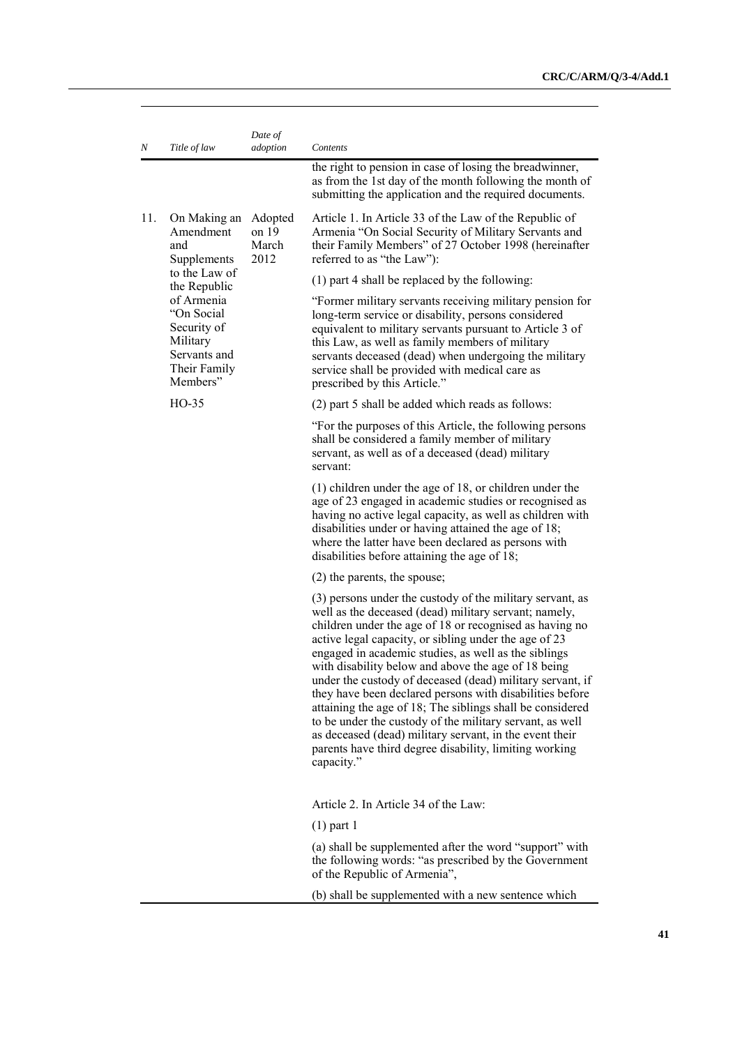| N | Title of law | Date of adoption | Contents |
|---|---|---|---|
| | | | the right to pension in case of losing the breadwinner, as from the 1st day of the month following the month of submitting the application and the required documents. |
| 11. | On Making an Amendment and Supplements to the Law of the Republic of Armenia "On Social Security of Military Servants and Their Family Members"<br><br>HO-35 | Adopted on 19 March 2012 | Article 1. In Article 33 of the Law of the Republic of Armenia "On Social Security of Military Servants and their Family Members" of 27 October 1998 (hereinafter referred to as "the Law"):<br><br>(1) part 4 shall be replaced by the following:<br><br>"Former military servants receiving military pension for long-term service or disability, persons considered equivalent to military servants pursuant to Article 3 of this Law, as well as family members of military servants deceased (dead) when undergoing the military service shall be provided with medical care as prescribed by this Article."<br><br>(2) part 5 shall be added which reads as follows:<br><br>"For the purposes of this Article, the following persons shall be considered a family member of military servant, as well as of a deceased (dead) military servant:<br><br>(1) children under the age of 18, or children under the age of 23 engaged in academic studies or recognised as having no active legal capacity, as well as children with disabilities under or having attained the age of 18; where the latter have been declared as persons with disabilities before attaining the age of 18;<br><br>(2) the parents, the spouse;<br><br>(3) persons under the custody of the military servant, as well as the deceased (dead) military servant; namely, children under the age of 18 or recognised as having no active legal capacity, or sibling under the age of 23 engaged in academic studies, as well as the siblings with disability below and above the age of 18 being under the custody of deceased (dead) military servant, if they have been declared persons with disabilities before attaining the age of 18; The siblings shall be considered to be under the custody of the military servant, as well as deceased (dead) military servant, in the event their parents have third degree disability, limiting working capacity."<br><br>Article 2. In Article 34 of the Law:<br><br>(1) part 1<br><br>(a) shall be supplemented after the word "support" with the following words: "as prescribed by the Government of the Republic of Armenia",<br><br>(b) shall be supplemented with a new sentence which |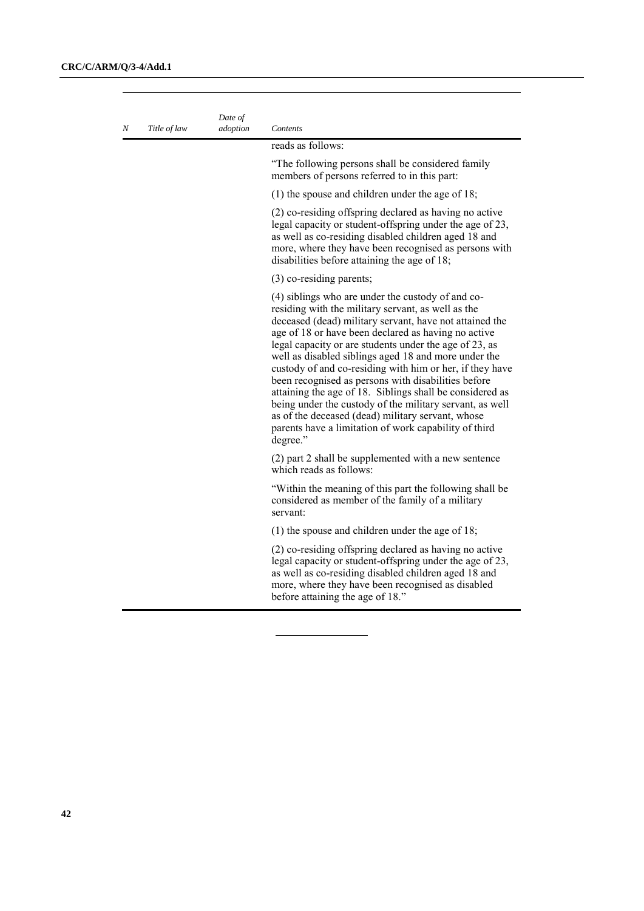| N | Title of law | Date of adoption | Contents |
|---|---|---|---|
| | | | reads as follows:<br><br>"The following persons shall be considered family members of persons referred to in this part:<br><br>(1) the spouse and children under the age of 18;<br><br>(2) co-residing offspring declared as having no active legal capacity or student-offspring under the age of 23, as well as co-residing disabled children aged 18 and more, where they have been recognised as persons with disabilities before attaining the age of 18;<br><br>(3) co-residing parents;<br><br>(4) siblings who are under the custody of and co-residing with the military servant, as well as the deceased (dead) military servant, have not attained the age of 18 or have been declared as having no active legal capacity or are students under the age of 23, as well as disabled siblings aged 18 and more under the custody of and co-residing with him or her, if they have been recognised as persons with disabilities before attaining the age of 18. Siblings shall be considered as being under the custody of the military servant, as well as of the deceased (dead) military servant, whose parents have a limitation of work capability of third degree."<br><br>(2) part 2 shall be supplemented with a new sentence which reads as follows:<br><br>"Within the meaning of this part the following shall be considered as member of the family of a military servant:<br><br>(1) the spouse and children under the age of 18;<br><br>(2) co-residing offspring declared as having no active legal capacity or student-offspring under the age of 23, as well as co-residing disabled children aged 18 and more, where they have been recognised as disabled before attaining the age of 18." |